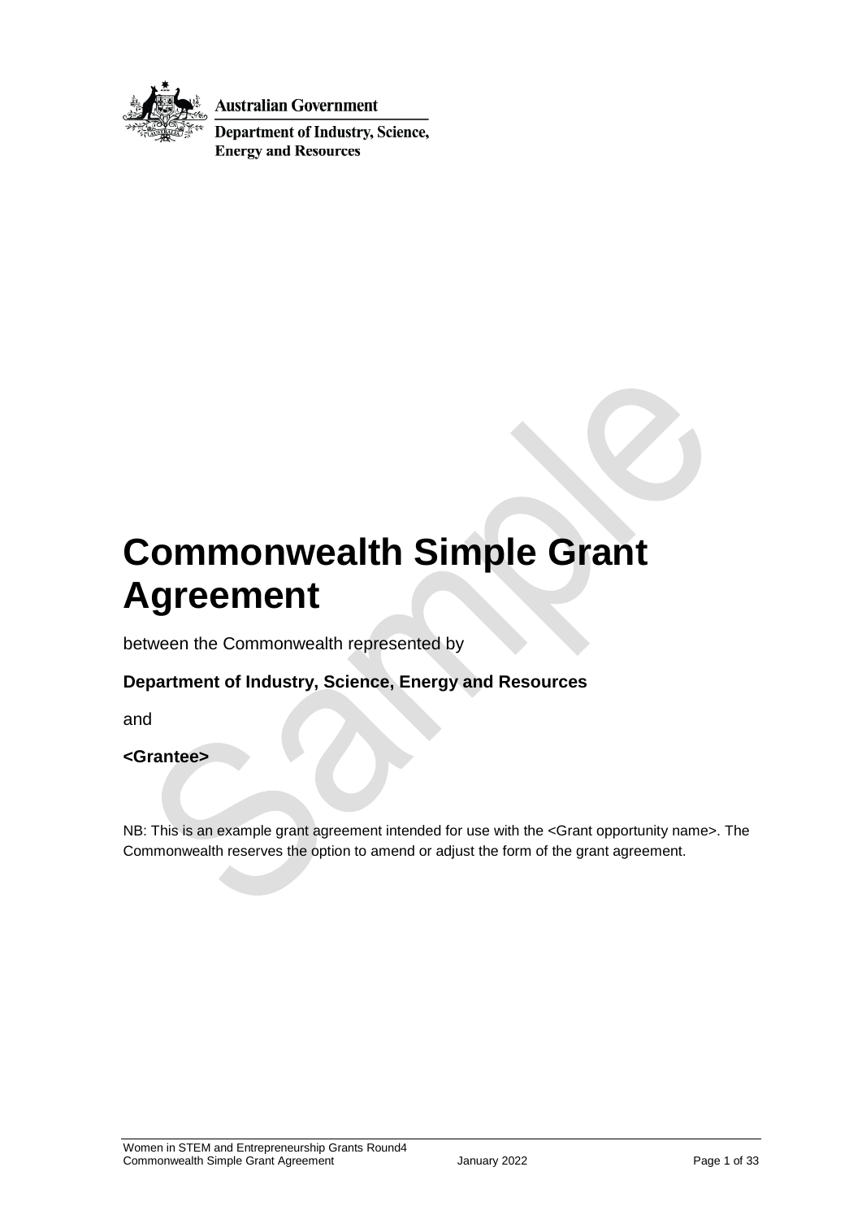Australian Government

Department of Industry, Science, Energy and Resources

# Commonwealth Simple Grant Agreement

between the Commonwealth represented by

**Department of Industry, Science, Energy and Resources**

and

**<Grantee>**

NB: This is an example grant agreement intended for use with the <Grant opportunity name>. The Commonwealth reserves the option to amend or adjust the form of the grant agreement.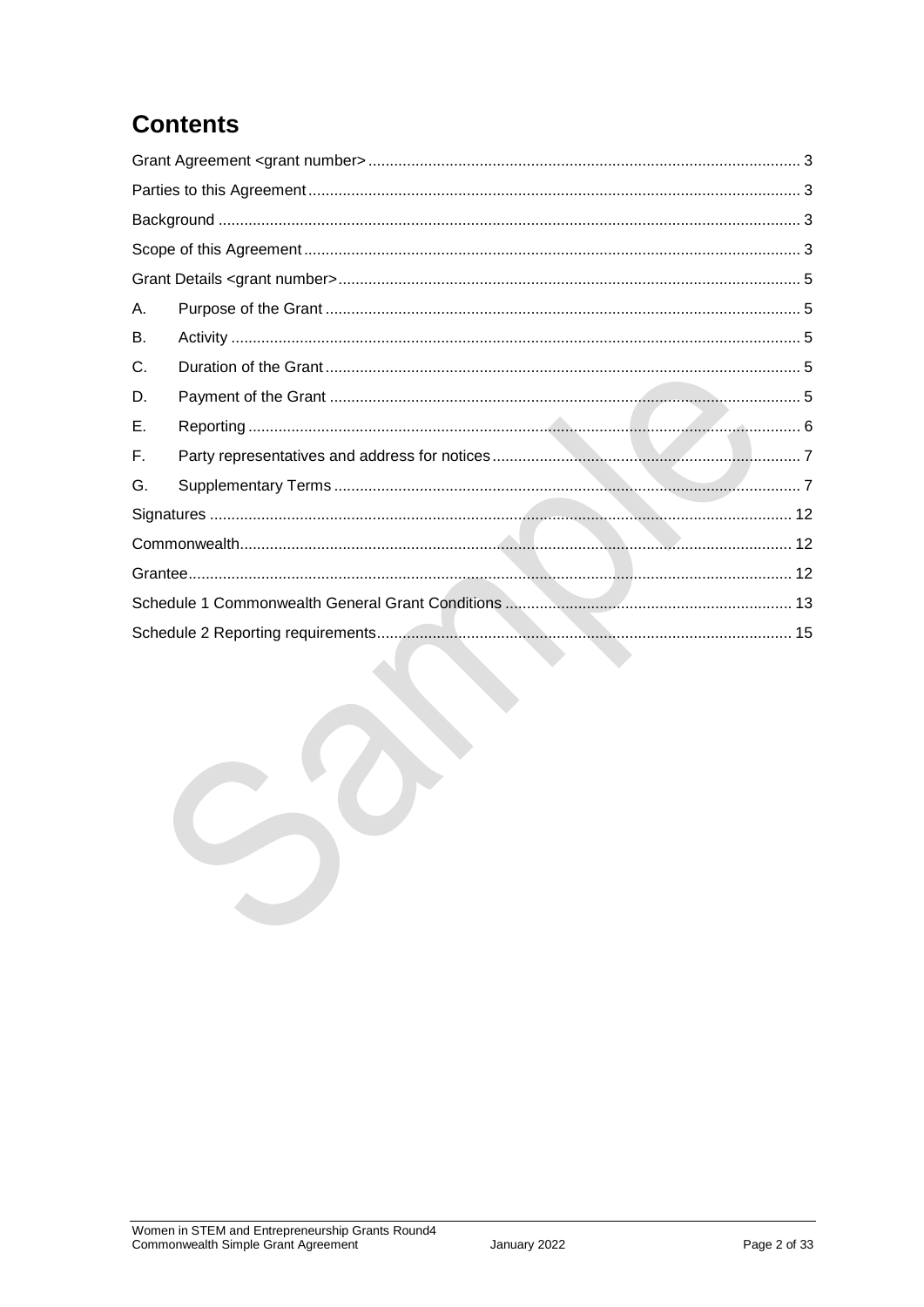# Contents

Grant Agreement <grant number> .................... 3

Parties to this Agreement .................... 3

Background .................... 3

Scope of this Agreement .................... 3

Grant Details <grant number> .................... 5

A. Purpose of the Grant .................... 5

B. Activity .................... 5

C. Duration of the Grant .................... 5

D. Payment of the Grant .................... 5

E. Reporting .................... 6

F. Party representatives and address for notices .................... 7

G. Supplementary Terms .................... 7

Signatures .................... 12

Commonwealth .................... 12

Grantee .................... 12

Schedule 1 Commonwealth General Grant Conditions .................... 13

Schedule 2 Reporting requirements .................... 15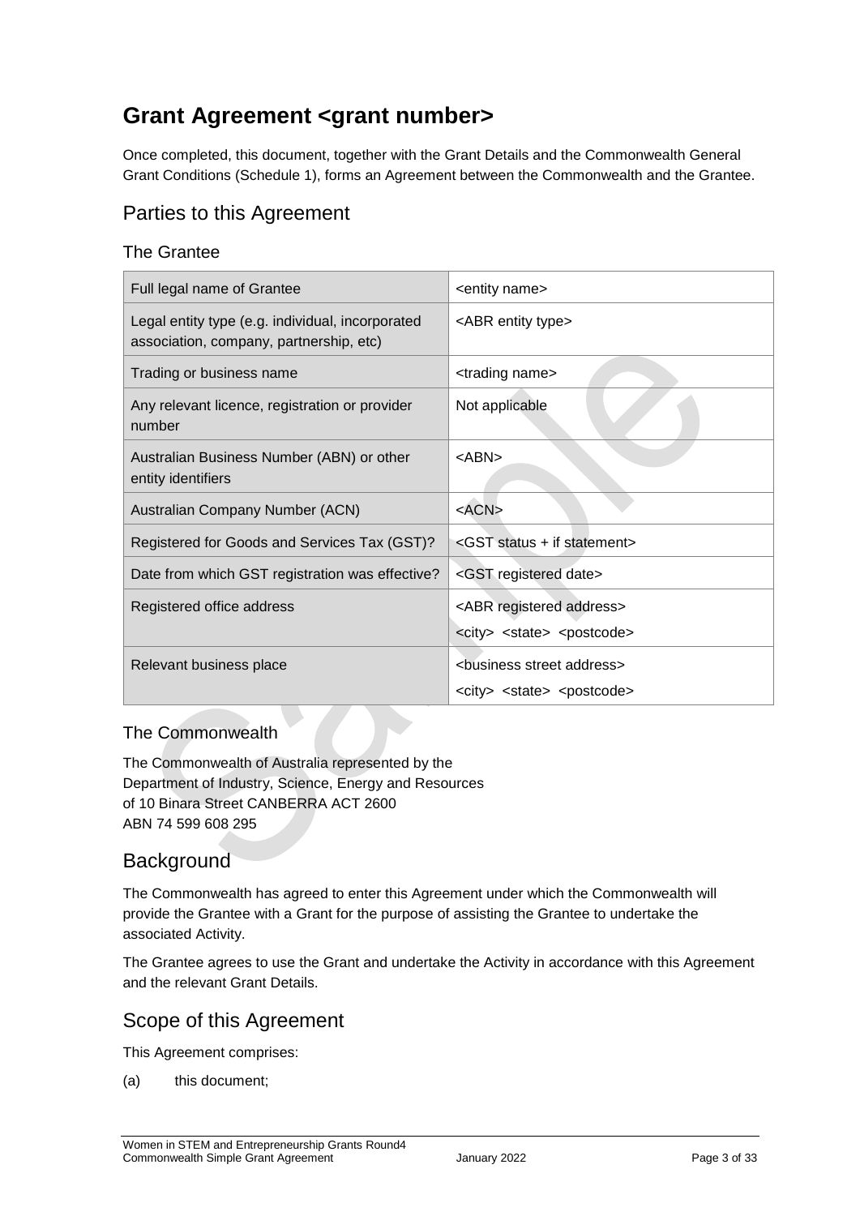# Grant Agreement <grant number>

Once completed, this document, together with the Grant Details and the Commonwealth General Grant Conditions (Schedule 1), forms an Agreement between the Commonwealth and the Grantee.

## Parties to this Agreement

### The Grantee

| Full legal name of Grantee | <entity name> |
|---|---|
| Legal entity type (e.g. individual, incorporated association, company, partnership, etc) | <ABR entity type> |
| Trading or business name | <trading name> |
| Any relevant licence, registration or provider number | Not applicable |
| Australian Business Number (ABN) or other entity identifiers | <ABN> |
| Australian Company Number (ACN) | <ACN> |
| Registered for Goods and Services Tax (GST)? | <GST status + if statement> |
| Date from which GST registration was effective? | <GST registered date> |
| Registered office address | <ABR registered address><br><city> <state> <postcode> |
| Relevant business place | <business street address><br><city> <state> <postcode> |

### The Commonwealth

The Commonwealth of Australia represented by the
Department of Industry, Science, Energy and Resources
of 10 Binara Street CANBERRA ACT 2600
ABN 74 599 608 295

## Background

The Commonwealth has agreed to enter this Agreement under which the Commonwealth will provide the Grantee with a Grant for the purpose of assisting the Grantee to undertake the associated Activity.

The Grantee agrees to use the Grant and undertake the Activity in accordance with this Agreement and the relevant Grant Details.

## Scope of this Agreement

This Agreement comprises:

(a) this document;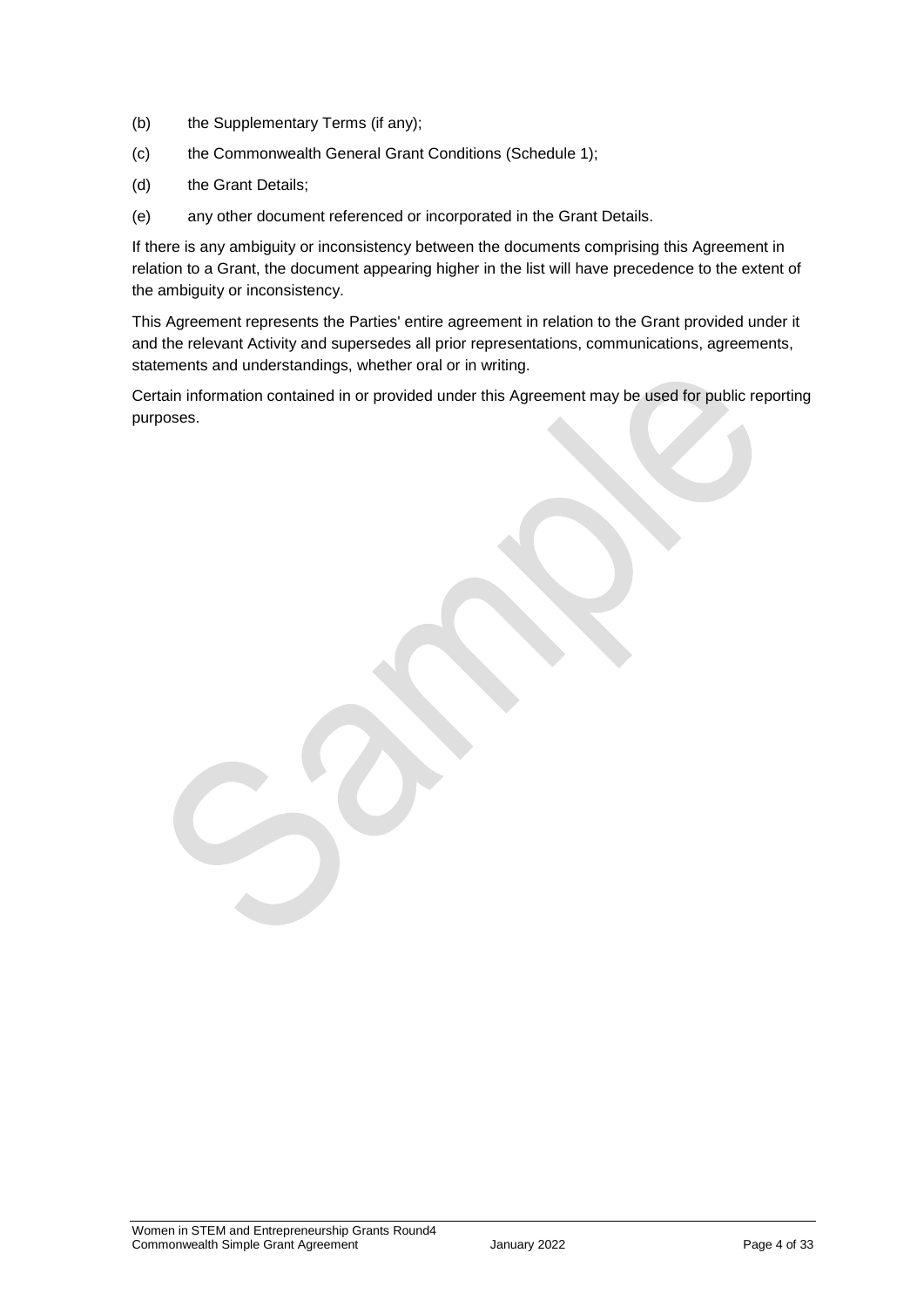(b) the Supplementary Terms (if any);

(c) the Commonwealth General Grant Conditions (Schedule 1);

(d) the Grant Details;

(e) any other document referenced or incorporated in the Grant Details.

If there is any ambiguity or inconsistency between the documents comprising this Agreement in relation to a Grant, the document appearing higher in the list will have precedence to the extent of the ambiguity or inconsistency.

This Agreement represents the Parties' entire agreement in relation to the Grant provided under it and the relevant Activity and supersedes all prior representations, communications, agreements, statements and understandings, whether oral or in writing.

Certain information contained in or provided under this Agreement may be used for public reporting purposes.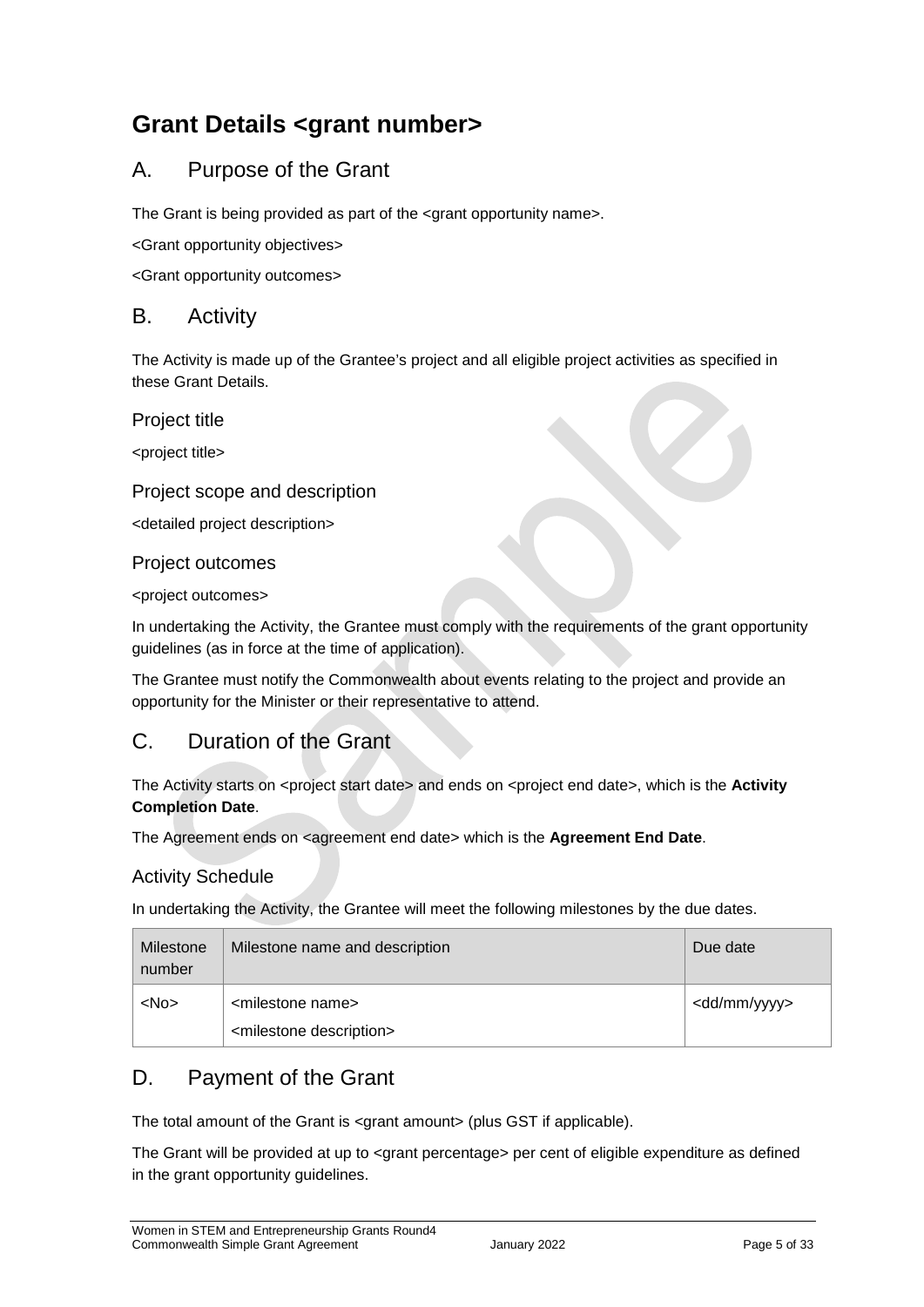# Grant Details <grant number>

## A. Purpose of the Grant

The Grant is being provided as part of the <grant opportunity name>.

<Grant opportunity objectives>

<Grant opportunity outcomes>

## B. Activity

The Activity is made up of the Grantee's project and all eligible project activities as specified in these Grant Details.

### Project title

<project title>

### Project scope and description

<detailed project description>

### Project outcomes

<project outcomes>

In undertaking the Activity, the Grantee must comply with the requirements of the grant opportunity guidelines (as in force at the time of application).

The Grantee must notify the Commonwealth about events relating to the project and provide an opportunity for the Minister or their representative to attend.

## C. Duration of the Grant

The Activity starts on <project start date> and ends on <project end date>, which is the **Activity Completion Date**.

The Agreement ends on <agreement end date> which is the **Agreement End Date**.

### Activity Schedule

In undertaking the Activity, the Grantee will meet the following milestones by the due dates.

| Milestone number | Milestone name and description | Due date |
|---|---|---|
| <No> | <milestone name><br><milestone description> | <dd/mm/yyyy> |

## D. Payment of the Grant

The total amount of the Grant is <grant amount> (plus GST if applicable).

The Grant will be provided at up to <grant percentage> per cent of eligible expenditure as defined in the grant opportunity guidelines.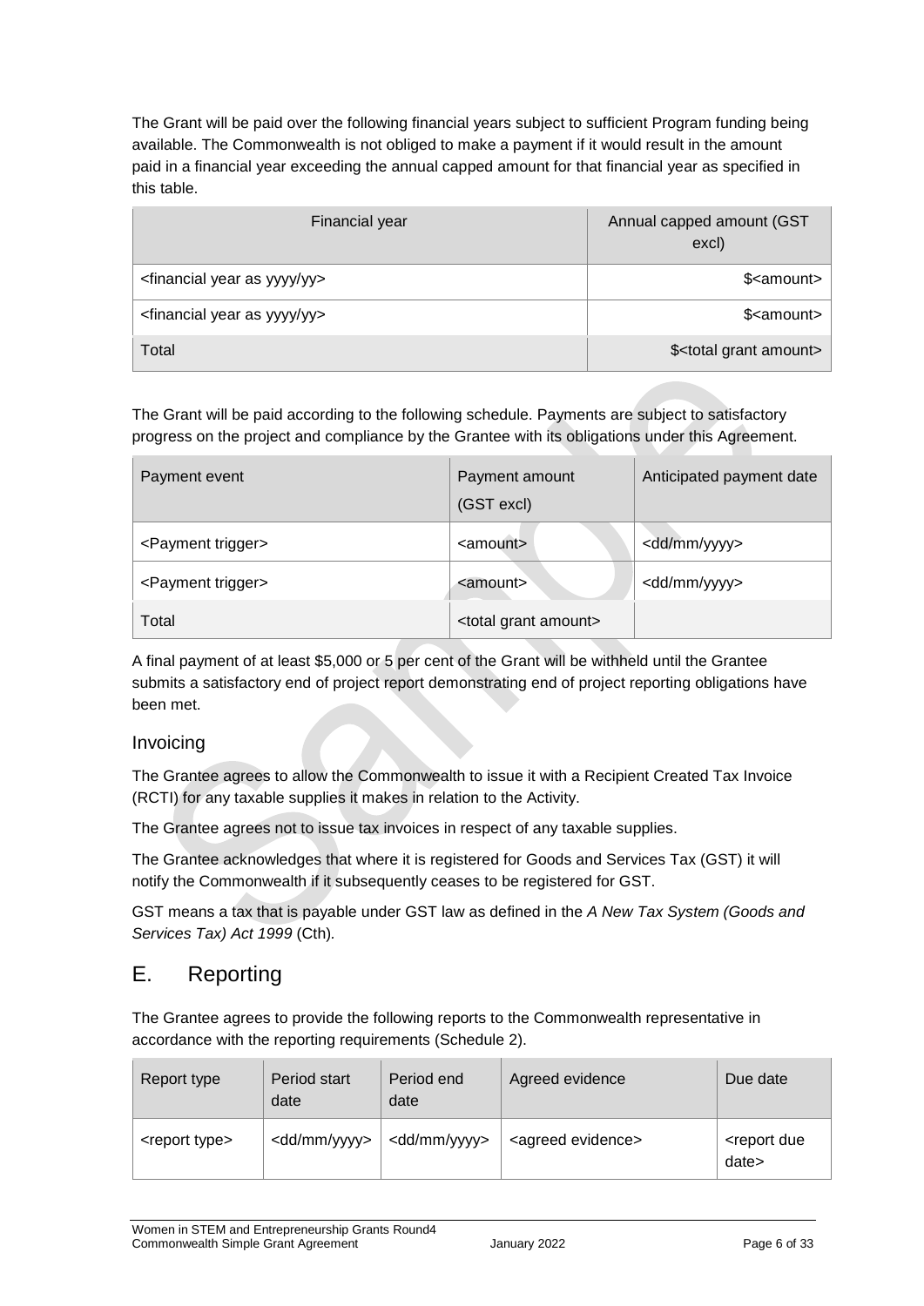The Grant will be paid over the following financial years subject to sufficient Program funding being available. The Commonwealth is not obliged to make a payment if it would result in the amount paid in a financial year exceeding the annual capped amount for that financial year as specified in this table.

| Financial year | Annual capped amount (GST excl) |
|---|---|
| <financial year as yyyy/yy> | $<amount> |
| <financial year as yyyy/yy> | $<amount> |
| Total | $<total grant amount> |

The Grant will be paid according to the following schedule. Payments are subject to satisfactory progress on the project and compliance by the Grantee with its obligations under this Agreement.

| Payment event | Payment amount (GST excl) | Anticipated payment date |
|---|---|---|
| <Payment trigger> | <amount> | <dd/mm/yyyy> |
| <Payment trigger> | <amount> | <dd/mm/yyyy> |
| Total | <total grant amount> | |

A final payment of at least $5,000 or 5 per cent of the Grant will be withheld until the Grantee submits a satisfactory end of project report demonstrating end of project reporting obligations have been met.

### Invoicing

The Grantee agrees to allow the Commonwealth to issue it with a Recipient Created Tax Invoice (RCTI) for any taxable supplies it makes in relation to the Activity.

The Grantee agrees not to issue tax invoices in respect of any taxable supplies.

The Grantee acknowledges that where it is registered for Goods and Services Tax (GST) it will notify the Commonwealth if it subsequently ceases to be registered for GST.

GST means a tax that is payable under GST law as defined in the *A New Tax System (Goods and Services Tax) Act 1999* (Cth).

## E. Reporting

The Grantee agrees to provide the following reports to the Commonwealth representative in accordance with the reporting requirements (Schedule 2).

| Report type | Period start date | Period end date | Agreed evidence | Due date |
|---|---|---|---|---|
| <report type> | <dd/mm/yyyy> | <dd/mm/yyyy> | <agreed evidence> | <report due date> |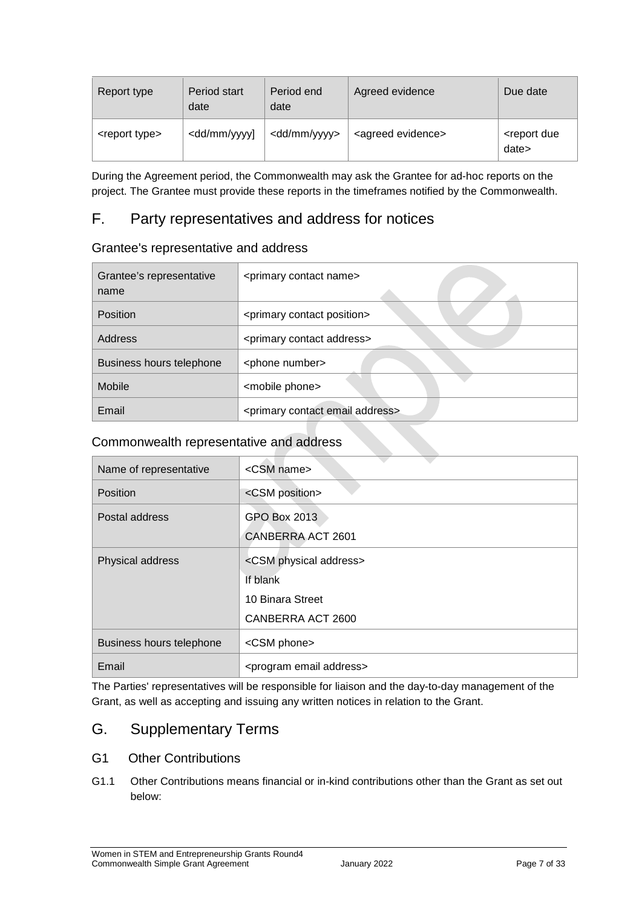| Report type | Period start date | Period end date | Agreed evidence | Due date |
|---|---|---|---|---|
| <report type> | <dd/mm/yyyy] | <dd/mm/yyyy> | <agreed evidence> | <report due date> |

During the Agreement period, the Commonwealth may ask the Grantee for ad-hoc reports on the project. The Grantee must provide these reports in the timeframes notified by the Commonwealth.

## F. Party representatives and address for notices

### Grantee's representative and address

| Grantee's representative name | <primary contact name> |
|---|---|
| Position | <primary contact position> |
| Address | <primary contact address> |
| Business hours telephone | <phone number> |
| Mobile | <mobile phone> |
| Email | <primary contact email address> |

### Commonwealth representative and address

| Name of representative | <CSM name> |
|---|---|
| Position | <CSM position> |
| Postal address | GPO Box 2013<br>CANBERRA ACT 2601 |
| Physical address | <CSM physical address><br>If blank<br>10 Binara Street<br>CANBERRA ACT 2600 |
| Business hours telephone | <CSM phone> |
| Email | <program email address> |

The Parties' representatives will be responsible for liaison and the day-to-day management of the Grant, as well as accepting and issuing any written notices in relation to the Grant.

## G. Supplementary Terms

### G1 Other Contributions

G1.1 Other Contributions means financial or in-kind contributions other than the Grant as set out below: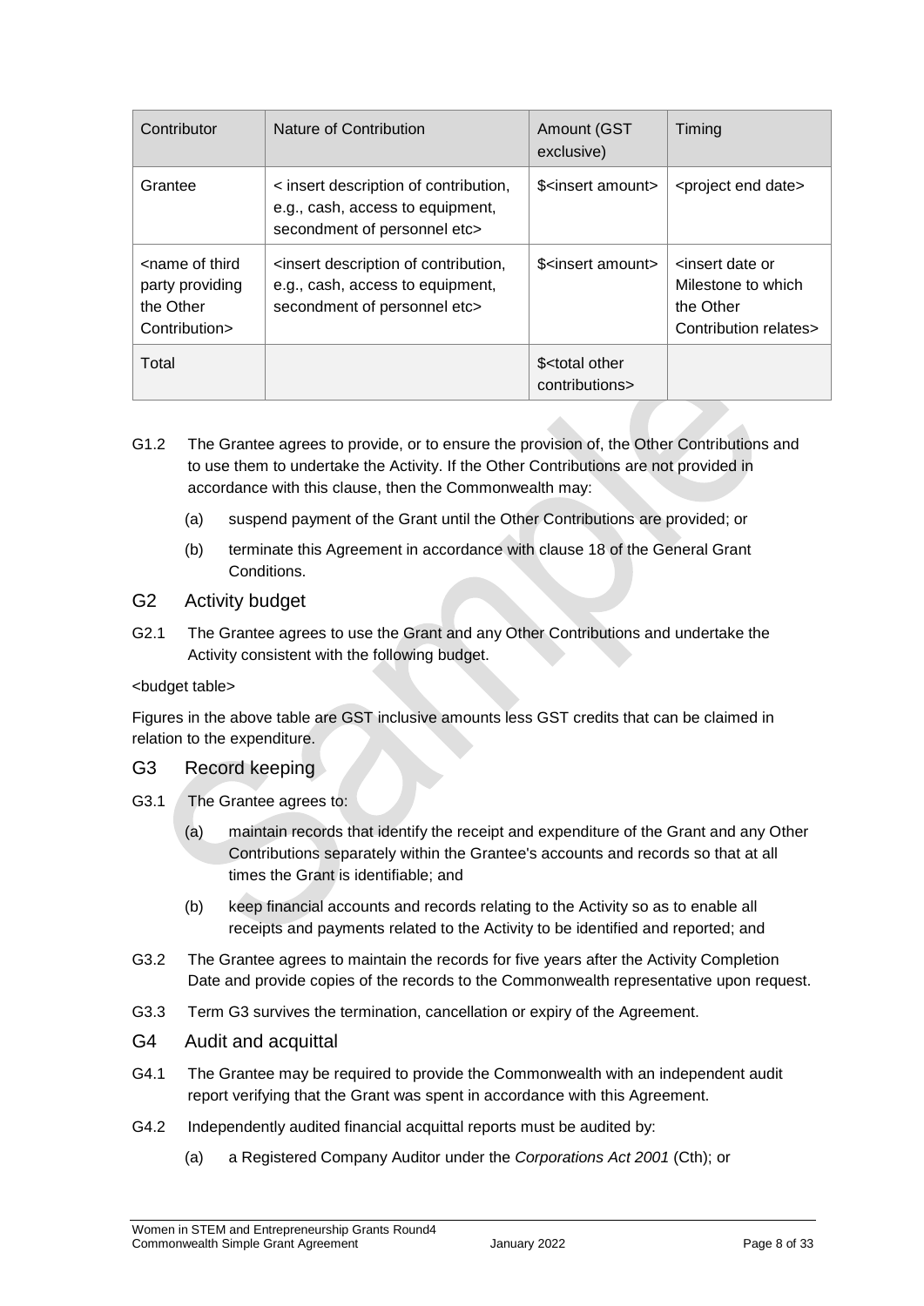| Contributor | Nature of Contribution | Amount (GST exclusive) | Timing |
|---|---|---|---|
| Grantee | < insert description of contribution, e.g., cash, access to equipment, secondment of personnel etc> | $<insert amount> | <project end date> |
| <name of third party providing the Other Contribution> | <insert description of contribution, e.g., cash, access to equipment, secondment of personnel etc> | $<insert amount> | <insert date or Milestone to which the Other Contribution relates> |
| Total | | $<total other contributions> | |

G1.2 The Grantee agrees to provide, or to ensure the provision of, the Other Contributions and to use them to undertake the Activity. If the Other Contributions are not provided in accordance with this clause, then the Commonwealth may:

(a) suspend payment of the Grant until the Other Contributions are provided; or

(b) terminate this Agreement in accordance with clause 18 of the General Grant Conditions.

## G2 Activity budget

G2.1 The Grantee agrees to use the Grant and any Other Contributions and undertake the Activity consistent with the following budget.

<budget table>

Figures in the above table are GST inclusive amounts less GST credits that can be claimed in relation to the expenditure.

## G3 Record keeping

G3.1 The Grantee agrees to:

(a) maintain records that identify the receipt and expenditure of the Grant and any Other Contributions separately within the Grantee's accounts and records so that at all times the Grant is identifiable; and

(b) keep financial accounts and records relating to the Activity so as to enable all receipts and payments related to the Activity to be identified and reported; and

G3.2 The Grantee agrees to maintain the records for five years after the Activity Completion Date and provide copies of the records to the Commonwealth representative upon request.

G3.3 Term G3 survives the termination, cancellation or expiry of the Agreement.

## G4 Audit and acquittal

G4.1 The Grantee may be required to provide the Commonwealth with an independent audit report verifying that the Grant was spent in accordance with this Agreement.

G4.2 Independently audited financial acquittal reports must be audited by:

(a) a Registered Company Auditor under the *Corporations Act 2001* (Cth); or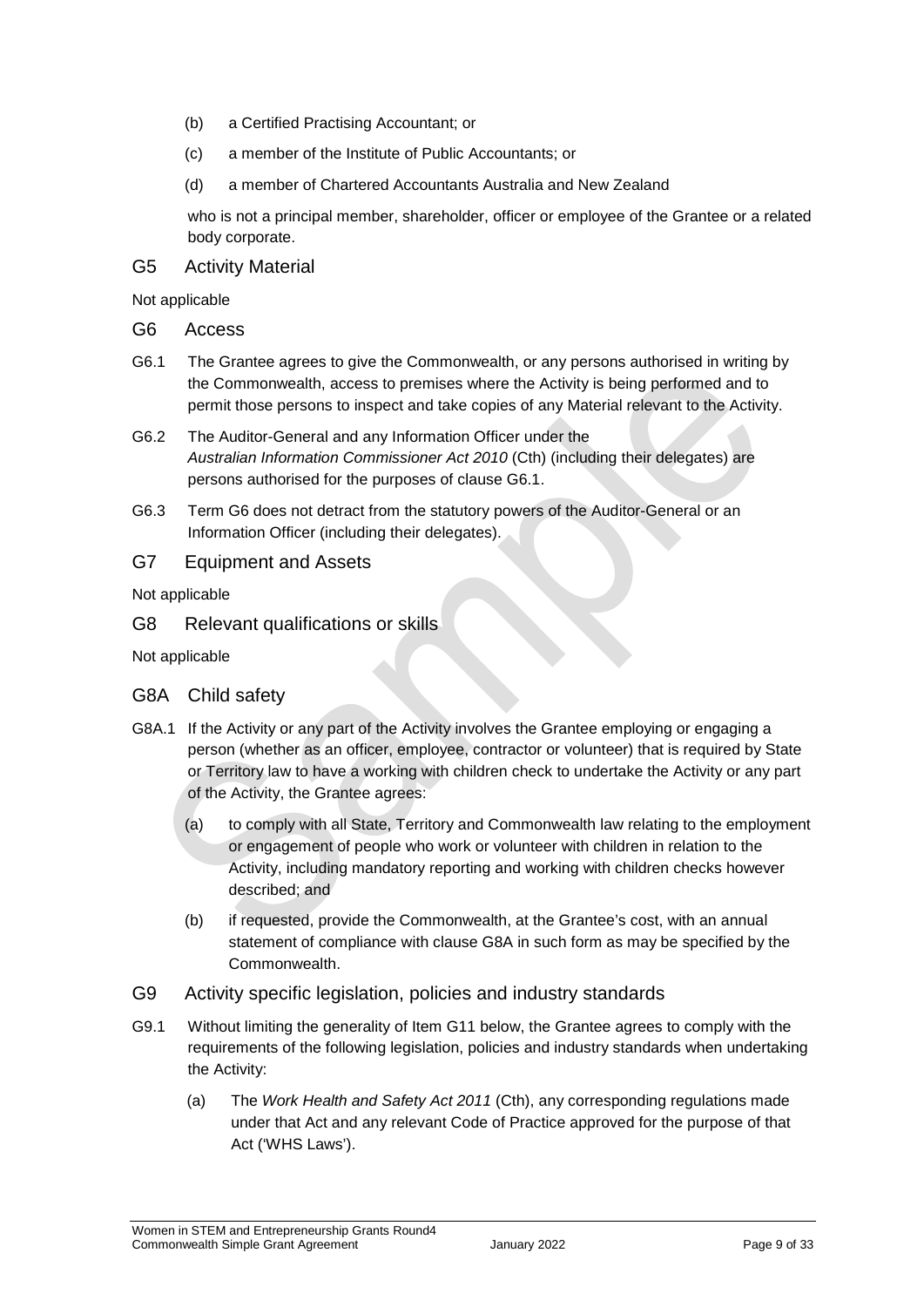(b) a Certified Practising Accountant; or

(c) a member of the Institute of Public Accountants; or

(d) a member of Chartered Accountants Australia and New Zealand

who is not a principal member, shareholder, officer or employee of the Grantee or a related body corporate.

## G5 Activity Material

Not applicable

## G6 Access

G6.1 The Grantee agrees to give the Commonwealth, or any persons authorised in writing by the Commonwealth, access to premises where the Activity is being performed and to permit those persons to inspect and take copies of any Material relevant to the Activity.

G6.2 The Auditor-General and any Information Officer under the *Australian Information Commissioner Act 2010* (Cth) (including their delegates) are persons authorised for the purposes of clause G6.1.

G6.3 Term G6 does not detract from the statutory powers of the Auditor-General or an Information Officer (including their delegates).

## G7 Equipment and Assets

Not applicable

## G8 Relevant qualifications or skills

Not applicable

## G8A Child safety

G8A.1 If the Activity or any part of the Activity involves the Grantee employing or engaging a person (whether as an officer, employee, contractor or volunteer) that is required by State or Territory law to have a working with children check to undertake the Activity or any part of the Activity, the Grantee agrees:

(a) to comply with all State, Territory and Commonwealth law relating to the employment or engagement of people who work or volunteer with children in relation to the Activity, including mandatory reporting and working with children checks however described; and

(b) if requested, provide the Commonwealth, at the Grantee's cost, with an annual statement of compliance with clause G8A in such form as may be specified by the Commonwealth.

## G9 Activity specific legislation, policies and industry standards

G9.1 Without limiting the generality of Item G11 below, the Grantee agrees to comply with the requirements of the following legislation, policies and industry standards when undertaking the Activity:

(a) The *Work Health and Safety Act 2011* (Cth), any corresponding regulations made under that Act and any relevant Code of Practice approved for the purpose of that Act ('WHS Laws').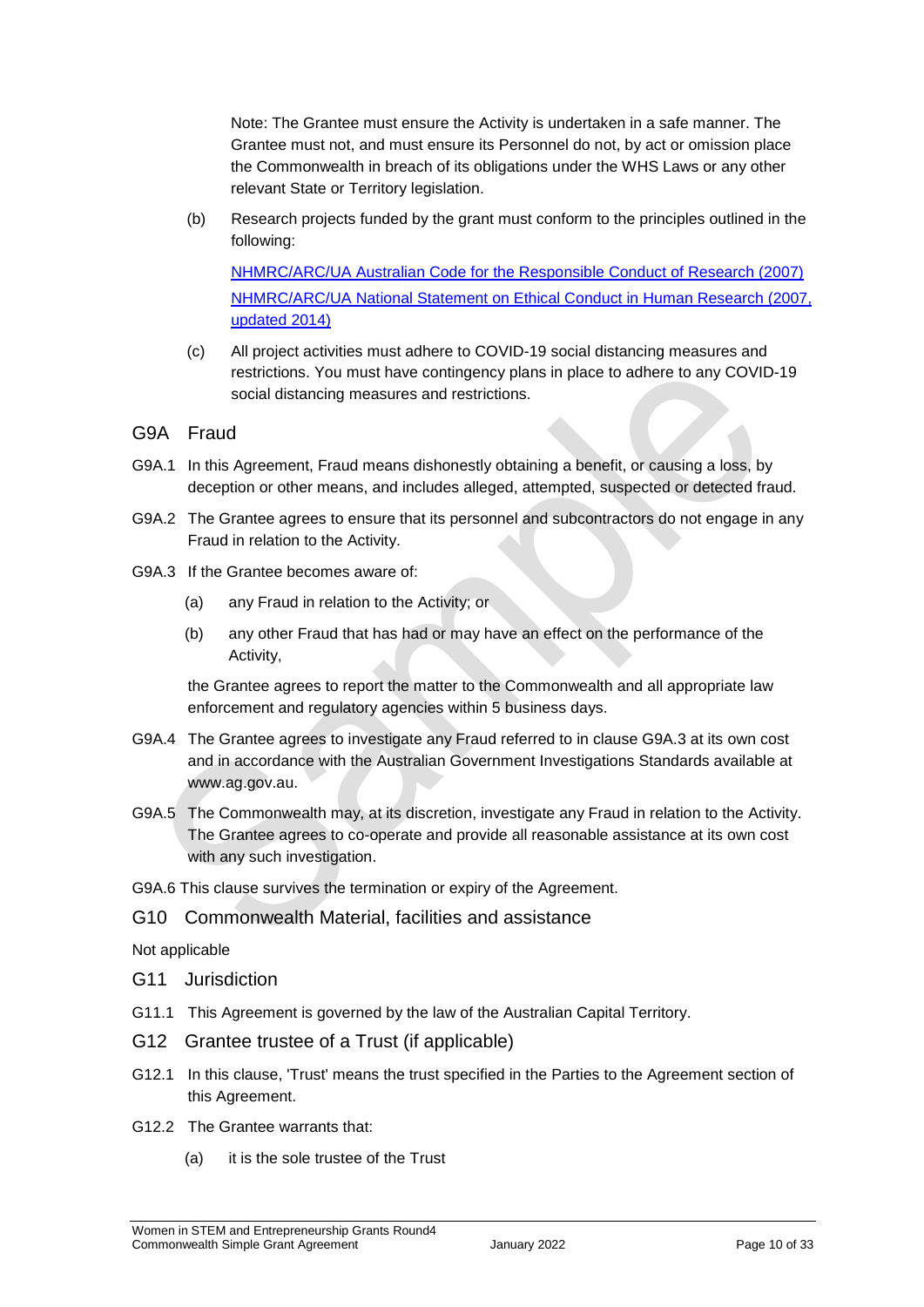Note: The Grantee must ensure the Activity is undertaken in a safe manner. The Grantee must not, and must ensure its Personnel do not, by act or omission place the Commonwealth in breach of its obligations under the WHS Laws or any other relevant State or Territory legislation.

(b) Research projects funded by the grant must conform to the principles outlined in the following:

[NHMRC/ARC/UA Australian Code for the Responsible Conduct of Research (2007)](#)
[NHMRC/ARC/UA National Statement on Ethical Conduct in Human Research (2007, updated 2014)](#)

(c) All project activities must adhere to COVID-19 social distancing measures and restrictions. You must have contingency plans in place to adhere to any COVID-19 social distancing measures and restrictions.

## G9A Fraud

G9A.1 In this Agreement, Fraud means dishonestly obtaining a benefit, or causing a loss, by deception or other means, and includes alleged, attempted, suspected or detected fraud.

G9A.2 The Grantee agrees to ensure that its personnel and subcontractors do not engage in any Fraud in relation to the Activity.

G9A.3 If the Grantee becomes aware of:

(a) any Fraud in relation to the Activity; or

(b) any other Fraud that has had or may have an effect on the performance of the Activity,

the Grantee agrees to report the matter to the Commonwealth and all appropriate law enforcement and regulatory agencies within 5 business days.

G9A.4 The Grantee agrees to investigate any Fraud referred to in clause G9A.3 at its own cost and in accordance with the Australian Government Investigations Standards available at www.ag.gov.au.

G9A.5 The Commonwealth may, at its discretion, investigate any Fraud in relation to the Activity. The Grantee agrees to co-operate and provide all reasonable assistance at its own cost with any such investigation.

G9A.6 This clause survives the termination or expiry of the Agreement.

## G10 Commonwealth Material, facilities and assistance

Not applicable

## G11 Jurisdiction

G11.1 This Agreement is governed by the law of the Australian Capital Territory.

## G12 Grantee trustee of a Trust (if applicable)

G12.1 In this clause, 'Trust' means the trust specified in the Parties to the Agreement section of this Agreement.

G12.2 The Grantee warrants that:

(a) it is the sole trustee of the Trust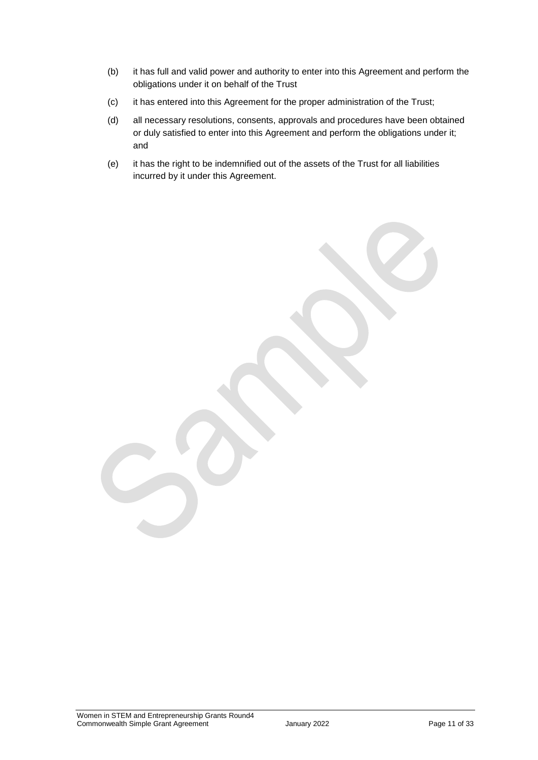(b) it has full and valid power and authority to enter into this Agreement and perform the obligations under it on behalf of the Trust

(c) it has entered into this Agreement for the proper administration of the Trust;

(d) all necessary resolutions, consents, approvals and procedures have been obtained or duly satisfied to enter into this Agreement and perform the obligations under it; and

(e) it has the right to be indemnified out of the assets of the Trust for all liabilities incurred by it under this Agreement.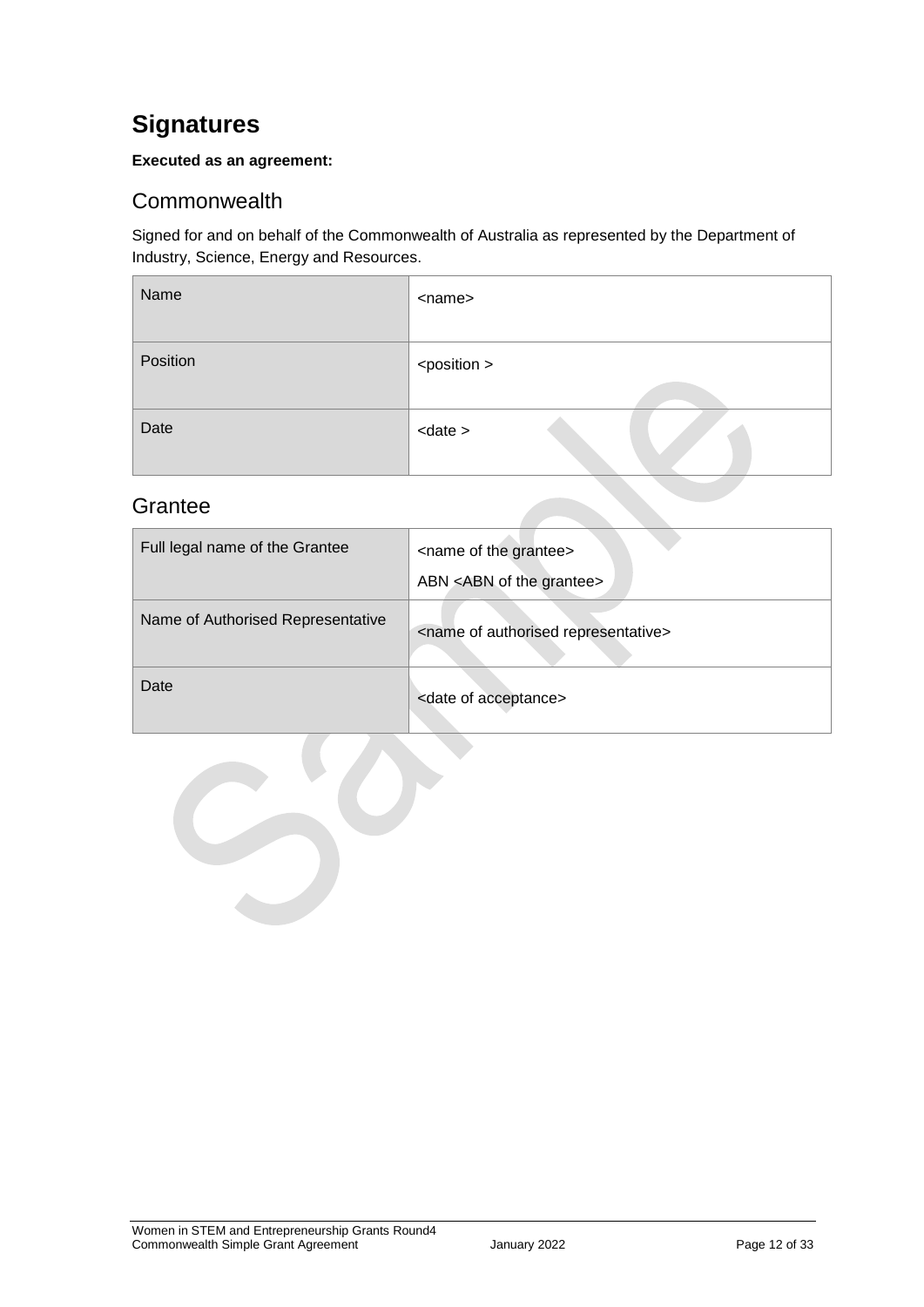# Signatures

**Executed as an agreement:**

## Commonwealth

Signed for and on behalf of the Commonwealth of Australia as represented by the Department of Industry, Science, Energy and Resources.

| Name | <name> |
|---|---|
| Position | <position > |
| Date | <date > |

## Grantee

| Full legal name of the Grantee | <name of the grantee><br>ABN <ABN of the grantee> |
|---|---|
| Name of Authorised Representative | <name of authorised representative> |
| Date | <date of acceptance> |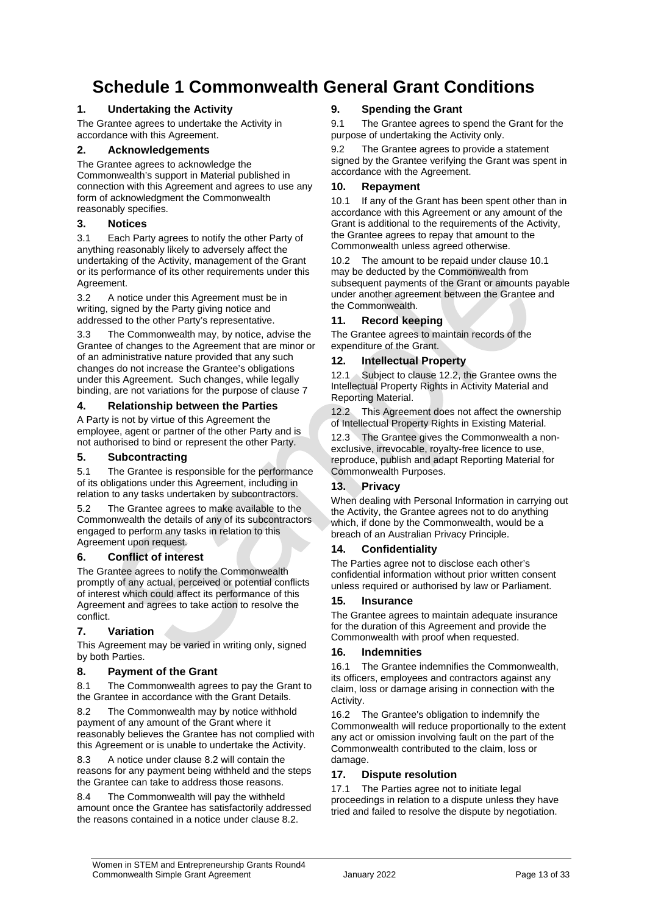# Schedule 1 Commonwealth General Grant Conditions

### 1. Undertaking the Activity

The Grantee agrees to undertake the Activity in accordance with this Agreement.

### 2. Acknowledgements

The Grantee agrees to acknowledge the Commonwealth's support in Material published in connection with this Agreement and agrees to use any form of acknowledgment the Commonwealth reasonably specifies.

### 3. Notices

3.1 Each Party agrees to notify the other Party of anything reasonably likely to adversely affect the undertaking of the Activity, management of the Grant or its performance of its other requirements under this Agreement.

3.2 A notice under this Agreement must be in writing, signed by the Party giving notice and addressed to the other Party's representative.

3.3 The Commonwealth may, by notice, advise the Grantee of changes to the Agreement that are minor or of an administrative nature provided that any such changes do not increase the Grantee's obligations under this Agreement. Such changes, while legally binding, are not variations for the purpose of clause 7

### 4. Relationship between the Parties

A Party is not by virtue of this Agreement the employee, agent or partner of the other Party and is not authorised to bind or represent the other Party.

### 5. Subcontracting

5.1 The Grantee is responsible for the performance of its obligations under this Agreement, including in relation to any tasks undertaken by subcontractors.

5.2 The Grantee agrees to make available to the Commonwealth the details of any of its subcontractors engaged to perform any tasks in relation to this Agreement upon request.

### 6. Conflict of interest

The Grantee agrees to notify the Commonwealth promptly of any actual, perceived or potential conflicts of interest which could affect its performance of this Agreement and agrees to take action to resolve the conflict.

### 7. Variation

This Agreement may be varied in writing only, signed by both Parties.

### 8. Payment of the Grant

8.1 The Commonwealth agrees to pay the Grant to the Grantee in accordance with the Grant Details.

8.2 The Commonwealth may by notice withhold payment of any amount of the Grant where it reasonably believes the Grantee has not complied with this Agreement or is unable to undertake the Activity.

8.3 A notice under clause 8.2 will contain the reasons for any payment being withheld and the steps the Grantee can take to address those reasons.

8.4 The Commonwealth will pay the withheld amount once the Grantee has satisfactorily addressed the reasons contained in a notice under clause 8.2.

### 9. Spending the Grant

9.1 The Grantee agrees to spend the Grant for the purpose of undertaking the Activity only.

9.2 The Grantee agrees to provide a statement signed by the Grantee verifying the Grant was spent in accordance with the Agreement.

### 10. Repayment

10.1 If any of the Grant has been spent other than in accordance with this Agreement or any amount of the Grant is additional to the requirements of the Activity, the Grantee agrees to repay that amount to the Commonwealth unless agreed otherwise.

10.2 The amount to be repaid under clause 10.1 may be deducted by the Commonwealth from subsequent payments of the Grant or amounts payable under another agreement between the Grantee and the Commonwealth.

### 11. Record keeping

The Grantee agrees to maintain records of the expenditure of the Grant.

### 12. Intellectual Property

12.1 Subject to clause 12.2, the Grantee owns the Intellectual Property Rights in Activity Material and Reporting Material.

12.2 This Agreement does not affect the ownership of Intellectual Property Rights in Existing Material.

12.3 The Grantee gives the Commonwealth a non-exclusive, irrevocable, royalty-free licence to use, reproduce, publish and adapt Reporting Material for Commonwealth Purposes.

### 13. Privacy

When dealing with Personal Information in carrying out the Activity, the Grantee agrees not to do anything which, if done by the Commonwealth, would be a breach of an Australian Privacy Principle.

### 14. Confidentiality

The Parties agree not to disclose each other's confidential information without prior written consent unless required or authorised by law or Parliament.

### 15. Insurance

The Grantee agrees to maintain adequate insurance for the duration of this Agreement and provide the Commonwealth with proof when requested.

### 16. Indemnities

16.1 The Grantee indemnifies the Commonwealth, its officers, employees and contractors against any claim, loss or damage arising in connection with the Activity.

16.2 The Grantee's obligation to indemnify the Commonwealth will reduce proportionally to the extent any act or omission involving fault on the part of the Commonwealth contributed to the claim, loss or damage.

### 17. Dispute resolution

17.1 The Parties agree not to initiate legal proceedings in relation to a dispute unless they have tried and failed to resolve the dispute by negotiation.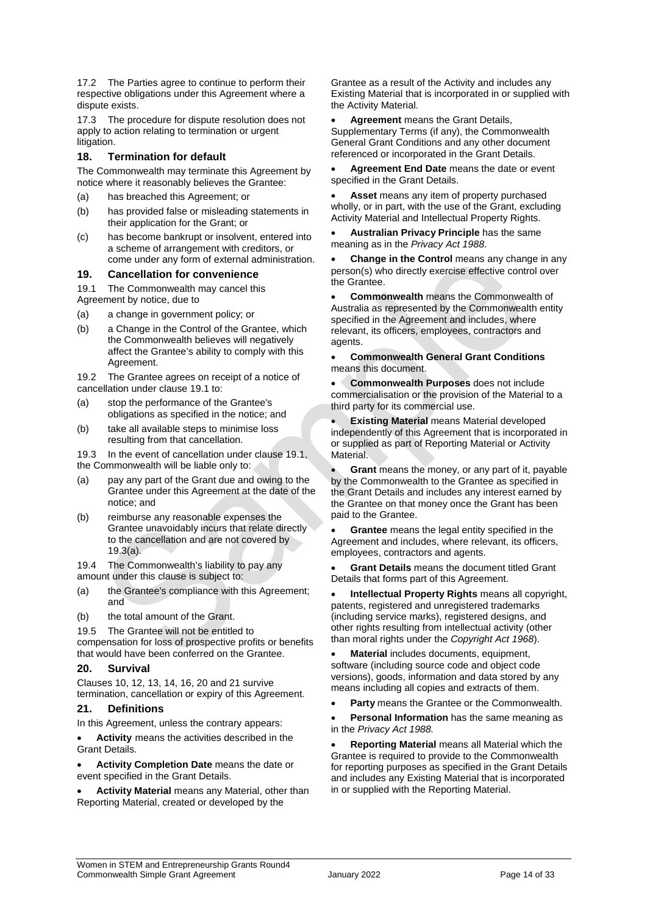17.2 The Parties agree to continue to perform their respective obligations under this Agreement where a dispute exists.

17.3 The procedure for dispute resolution does not apply to action relating to termination or urgent litigation.

## 18. Termination for default

The Commonwealth may terminate this Agreement by notice where it reasonably believes the Grantee:

(a) has breached this Agreement; or

(b) has provided false or misleading statements in their application for the Grant; or

(c) has become bankrupt or insolvent, entered into a scheme of arrangement with creditors, or come under any form of external administration.

## 19. Cancellation for convenience

19.1 The Commonwealth may cancel this Agreement by notice, due to

(a) a change in government policy; or

(b) a Change in the Control of the Grantee, which the Commonwealth believes will negatively affect the Grantee's ability to comply with this Agreement.

19.2 The Grantee agrees on receipt of a notice of cancellation under clause 19.1 to:

(a) stop the performance of the Grantee's obligations as specified in the notice; and

(b) take all available steps to minimise loss resulting from that cancellation.

19.3 In the event of cancellation under clause 19.1, the Commonwealth will be liable only to:

(a) pay any part of the Grant due and owing to the Grantee under this Agreement at the date of the notice; and

(b) reimburse any reasonable expenses the Grantee unavoidably incurs that relate directly to the cancellation and are not covered by 19.3(a).

19.4 The Commonwealth's liability to pay any amount under this clause is subject to:

(a) the Grantee's compliance with this Agreement; and

(b) the total amount of the Grant.

19.5 The Grantee will not be entitled to compensation for loss of prospective profits or benefits that would have been conferred on the Grantee.

## 20. Survival

Clauses 10, 12, 13, 14, 16, 20 and 21 survive termination, cancellation or expiry of this Agreement.

## 21. Definitions

In this Agreement, unless the contrary appears:

- **Activity** means the activities described in the Grant Details.
- **Activity Completion Date** means the date or event specified in the Grant Details.
- **Activity Material** means any Material, other than Reporting Material, created or developed by the Grantee as a result of the Activity and includes any Existing Material that is incorporated in or supplied with the Activity Material.
- **Agreement** means the Grant Details, Supplementary Terms (if any), the Commonwealth General Grant Conditions and any other document referenced or incorporated in the Grant Details.
- **Agreement End Date** means the date or event specified in the Grant Details.
- **Asset** means any item of property purchased wholly, or in part, with the use of the Grant, excluding Activity Material and Intellectual Property Rights.
- **Australian Privacy Principle** has the same meaning as in the *Privacy Act 1988.*
- **Change in the Control** means any change in any person(s) who directly exercise effective control over the Grantee.
- **Commonwealth** means the Commonwealth of Australia as represented by the Commonwealth entity specified in the Agreement and includes, where relevant, its officers, employees, contractors and agents.
- **Commonwealth General Grant Conditions** means this document.
- **Commonwealth Purposes** does not include commercialisation or the provision of the Material to a third party for its commercial use.
- **Existing Material** means Material developed independently of this Agreement that is incorporated in or supplied as part of Reporting Material or Activity Material.
- **Grant** means the money, or any part of it, payable by the Commonwealth to the Grantee as specified in the Grant Details and includes any interest earned by the Grantee on that money once the Grant has been paid to the Grantee.
- **Grantee** means the legal entity specified in the Agreement and includes, where relevant, its officers, employees, contractors and agents.
- **Grant Details** means the document titled Grant Details that forms part of this Agreement.
- **Intellectual Property Rights** means all copyright, patents, registered and unregistered trademarks (including service marks), registered designs, and other rights resulting from intellectual activity (other than moral rights under the *Copyright Act 1968*).
- **Material** includes documents, equipment, software (including source code and object code versions), goods, information and data stored by any means including all copies and extracts of them.
- **Party** means the Grantee or the Commonwealth.
- **Personal Information** has the same meaning as in the *Privacy Act 1988.*
- **Reporting Material** means all Material which the Grantee is required to provide to the Commonwealth for reporting purposes as specified in the Grant Details and includes any Existing Material that is incorporated in or supplied with the Reporting Material.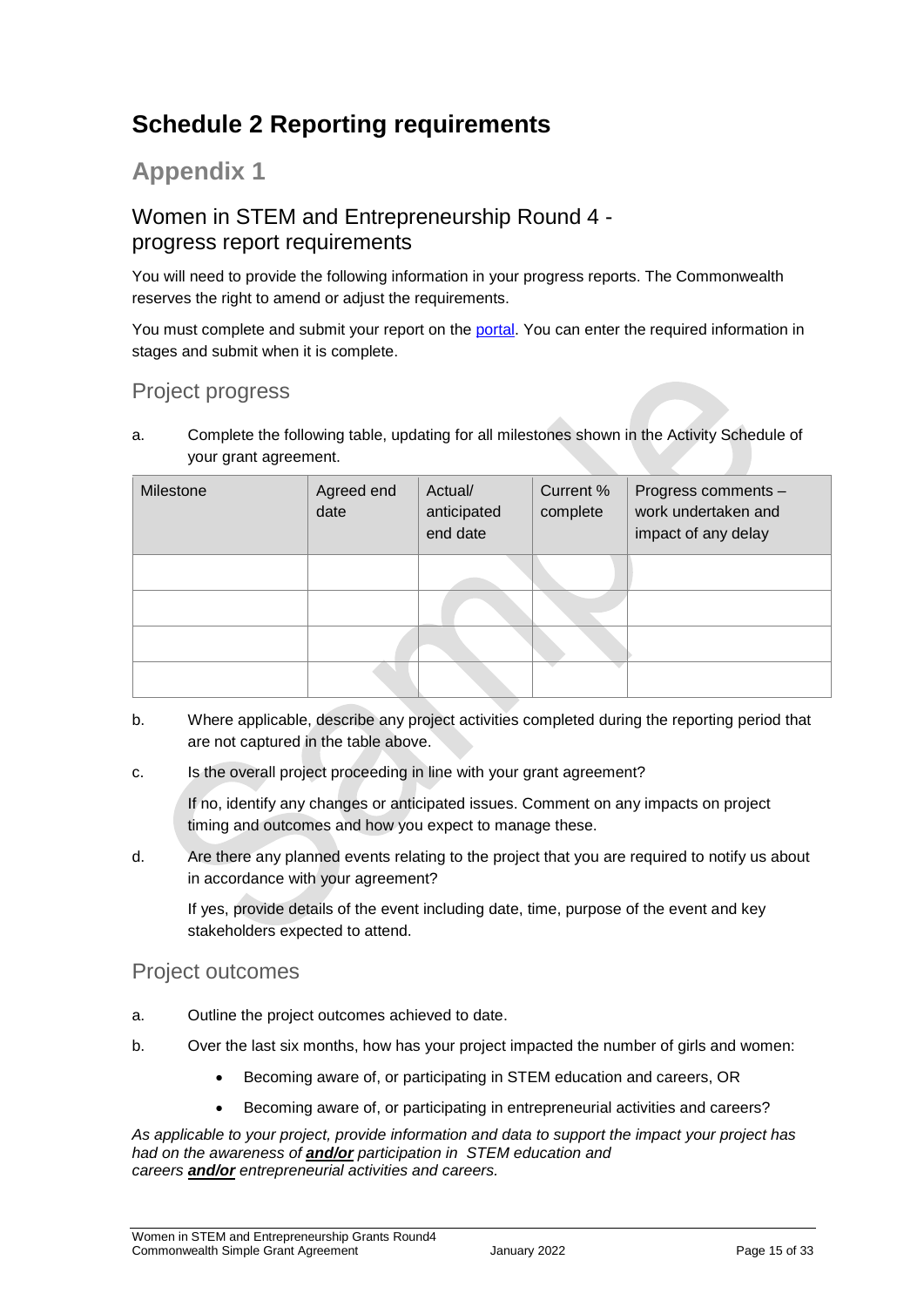# Schedule 2 Reporting requirements

## Appendix 1

### Women in STEM and Entrepreneurship Round 4 - progress report requirements

You will need to provide the following information in your progress reports. The Commonwealth reserves the right to amend or adjust the requirements.

You must complete and submit your report on the [portal](). You can enter the required information in stages and submit when it is complete.

#### Project progress

a. Complete the following table, updating for all milestones shown in the Activity Schedule of your grant agreement.

| Milestone | Agreed end date | Actual/ anticipated end date | Current % complete | Progress comments – work undertaken and impact of any delay |
|---|---|---|---|---|
| | | | | |
| | | | | |
| | | | | |
| | | | | |

b. Where applicable, describe any project activities completed during the reporting period that are not captured in the table above.

c. Is the overall project proceeding in line with your grant agreement?

   If no, identify any changes or anticipated issues. Comment on any impacts on project timing and outcomes and how you expect to manage these.

d. Are there any planned events relating to the project that you are required to notify us about in accordance with your agreement?

   If yes, provide details of the event including date, time, purpose of the event and key stakeholders expected to attend.

#### Project outcomes

a. Outline the project outcomes achieved to date.

b. Over the last six months, how has your project impacted the number of girls and women:

   - Becoming aware of, or participating in STEM education and careers, OR
   - Becoming aware of, or participating in entrepreneurial activities and careers?

*As applicable to your project, provide information and data to support the impact your project has had on the awareness of* ***and/or*** *participation in STEM education and careers* ***and/or*** *entrepreneurial activities and careers.*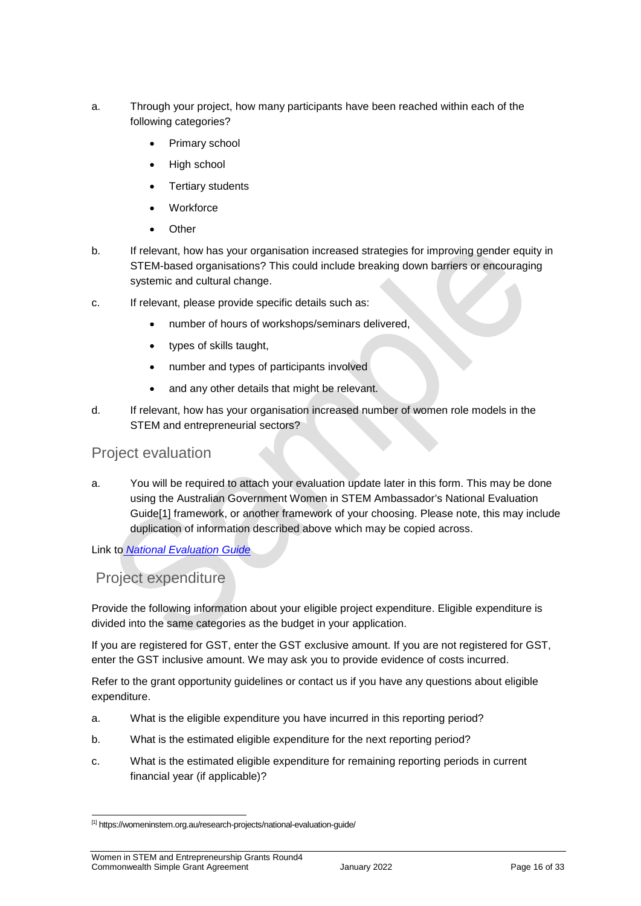a. Through your project, how many participants have been reached within each of the following categories?

- Primary school
- High school
- Tertiary students
- Workforce
- Other

b. If relevant, how has your organisation increased strategies for improving gender equity in STEM-based organisations? This could include breaking down barriers or encouraging systemic and cultural change.

c. If relevant, please provide specific details such as:

- number of hours of workshops/seminars delivered,
- types of skills taught,
- number and types of participants involved
- and any other details that might be relevant.

d. If relevant, how has your organisation increased number of women role models in the STEM and entrepreneurial sectors?

## Project evaluation

a. You will be required to attach your evaluation update later in this form. This may be done using the Australian Government Women in STEM Ambassador's National Evaluation Guide[1] framework, or another framework of your choosing. Please note, this may include duplication of information described above which may be copied across.

Link to *National Evaluation Guide*

## Project expenditure

Provide the following information about your eligible project expenditure. Eligible expenditure is divided into the same categories as the budget in your application.

If you are registered for GST, enter the GST exclusive amount. If you are not registered for GST, enter the GST inclusive amount. We may ask you to provide evidence of costs incurred.

Refer to the grant opportunity guidelines or contact us if you have any questions about eligible expenditure.

a. What is the eligible expenditure you have incurred in this reporting period?

b. What is the estimated eligible expenditure for the next reporting period?

c. What is the estimated eligible expenditure for remaining reporting periods in current financial year (if applicable)?

[1] https://womeninstem.org.au/research-projects/national-evaluation-guide/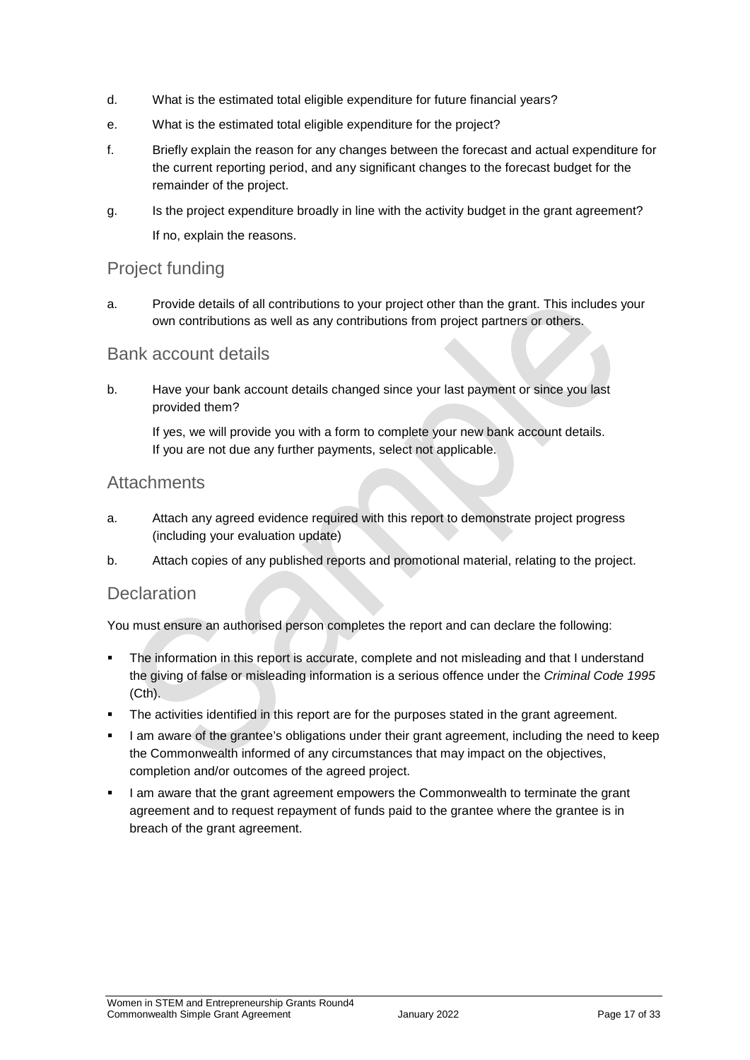d. What is the estimated total eligible expenditure for future financial years?

e. What is the estimated total eligible expenditure for the project?

f. Briefly explain the reason for any changes between the forecast and actual expenditure for the current reporting period, and any significant changes to the forecast budget for the remainder of the project.

g. Is the project expenditure broadly in line with the activity budget in the grant agreement?

   If no, explain the reasons.

## Project funding

a. Provide details of all contributions to your project other than the grant. This includes your own contributions as well as any contributions from project partners or others.

## Bank account details

b. Have your bank account details changed since your last payment or since you last provided them?

   If yes, we will provide you with a form to complete your new bank account details. If you are not due any further payments, select not applicable.

## Attachments

a. Attach any agreed evidence required with this report to demonstrate project progress (including your evaluation update)

b. Attach copies of any published reports and promotional material, relating to the project.

## Declaration

You must ensure an authorised person completes the report and can declare the following:

- The information in this report is accurate, complete and not misleading and that I understand the giving of false or misleading information is a serious offence under the *Criminal Code 1995* (Cth).
- The activities identified in this report are for the purposes stated in the grant agreement.
- I am aware of the grantee's obligations under their grant agreement, including the need to keep the Commonwealth informed of any circumstances that may impact on the objectives, completion and/or outcomes of the agreed project.
- I am aware that the grant agreement empowers the Commonwealth to terminate the grant agreement and to request repayment of funds paid to the grantee where the grantee is in breach of the grant agreement.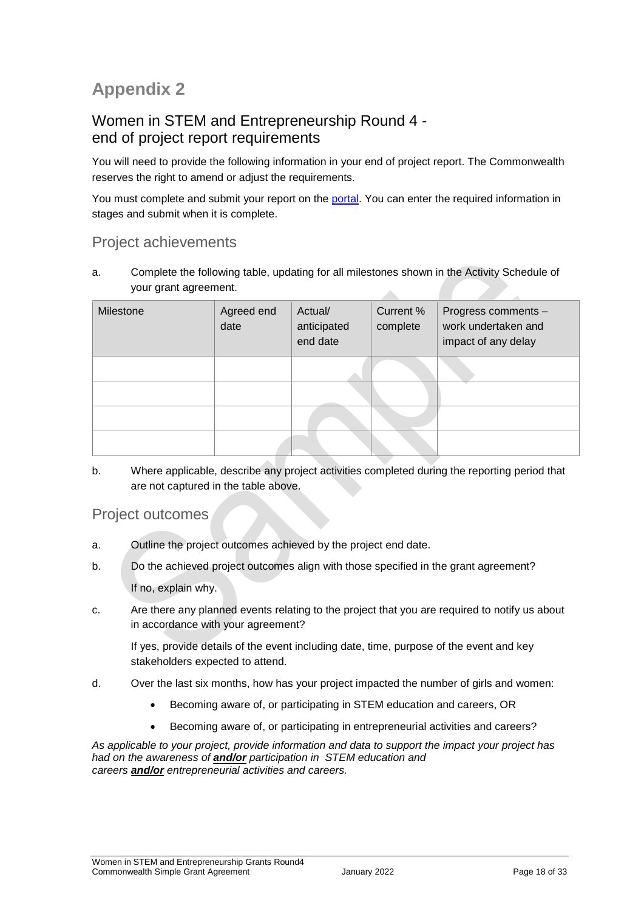# Appendix 2

## Women in STEM and Entrepreneurship Round 4 - end of project report requirements

You will need to provide the following information in your end of project report. The Commonwealth reserves the right to amend or adjust the requirements.

You must complete and submit your report on the [portal](portal). You can enter the required information in stages and submit when it is complete.

### Project achievements

a. Complete the following table, updating for all milestones shown in the Activity Schedule of your grant agreement.

| Milestone | Agreed end date | Actual/ anticipated end date | Current % complete | Progress comments – work undertaken and impact of any delay |
|---|---|---|---|---|
| | | | | |
| | | | | |
| | | | | |
| | | | | |

b. Where applicable, describe any project activities completed during the reporting period that are not captured in the table above.

### Project outcomes

a. Outline the project outcomes achieved by the project end date.

b. Do the achieved project outcomes align with those specified in the grant agreement?

   If no, explain why.

c. Are there any planned events relating to the project that you are required to notify us about in accordance with your agreement?

   If yes, provide details of the event including date, time, purpose of the event and key stakeholders expected to attend.

d. Over the last six months, how has your project impacted the number of girls and women:

   - Becoming aware of, or participating in STEM education and careers, OR
   - Becoming aware of, or participating in entrepreneurial activities and careers?

*As applicable to your project, provide information and data to support the impact your project has had on the awareness of* ***and/or*** *participation in STEM education and careers* ***and/or*** *entrepreneurial activities and careers.*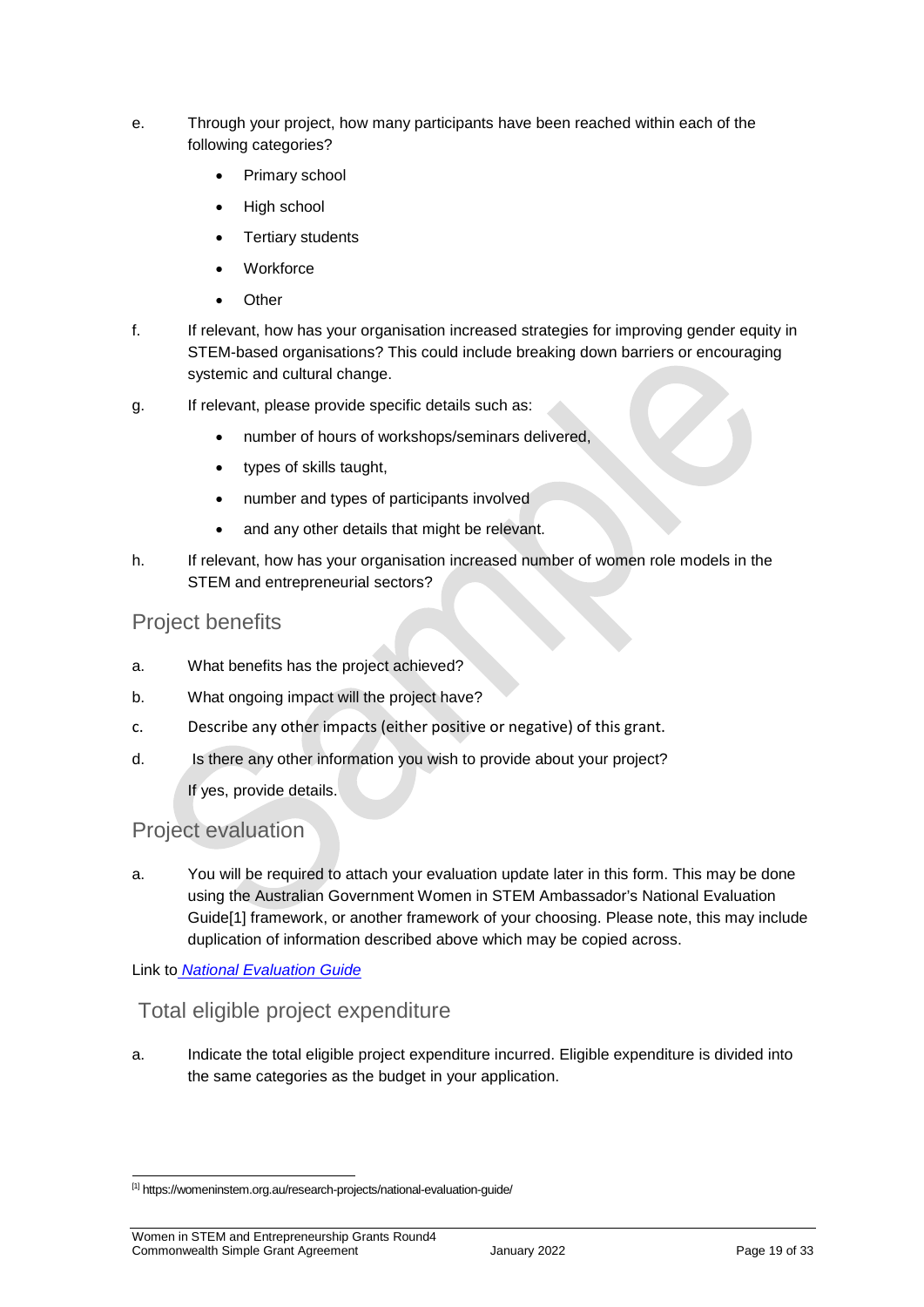e. Through your project, how many participants have been reached within each of the following categories?

- Primary school
- High school
- Tertiary students
- Workforce
- Other

f. If relevant, how has your organisation increased strategies for improving gender equity in STEM-based organisations? This could include breaking down barriers or encouraging systemic and cultural change.

g. If relevant, please provide specific details such as:

- number of hours of workshops/seminars delivered,
- types of skills taught,
- number and types of participants involved
- and any other details that might be relevant.

h. If relevant, how has your organisation increased number of women role models in the STEM and entrepreneurial sectors?

## Project benefits

a. What benefits has the project achieved?

b. What ongoing impact will the project have?

c. Describe any other impacts (either positive or negative) of this grant.

d. Is there any other information you wish to provide about your project?

If yes, provide details.

## Project evaluation

a. You will be required to attach your evaluation update later in this form. This may be done using the Australian Government Women in STEM Ambassador's National Evaluation Guide[1] framework, or another framework of your choosing. Please note, this may include duplication of information described above which may be copied across.

Link to *National Evaluation Guide*

## Total eligible project expenditure

a. Indicate the total eligible project expenditure incurred. Eligible expenditure is divided into the same categories as the budget in your application.

---

[1] https://womeninstem.org.au/research-projects/national-evaluation-guide/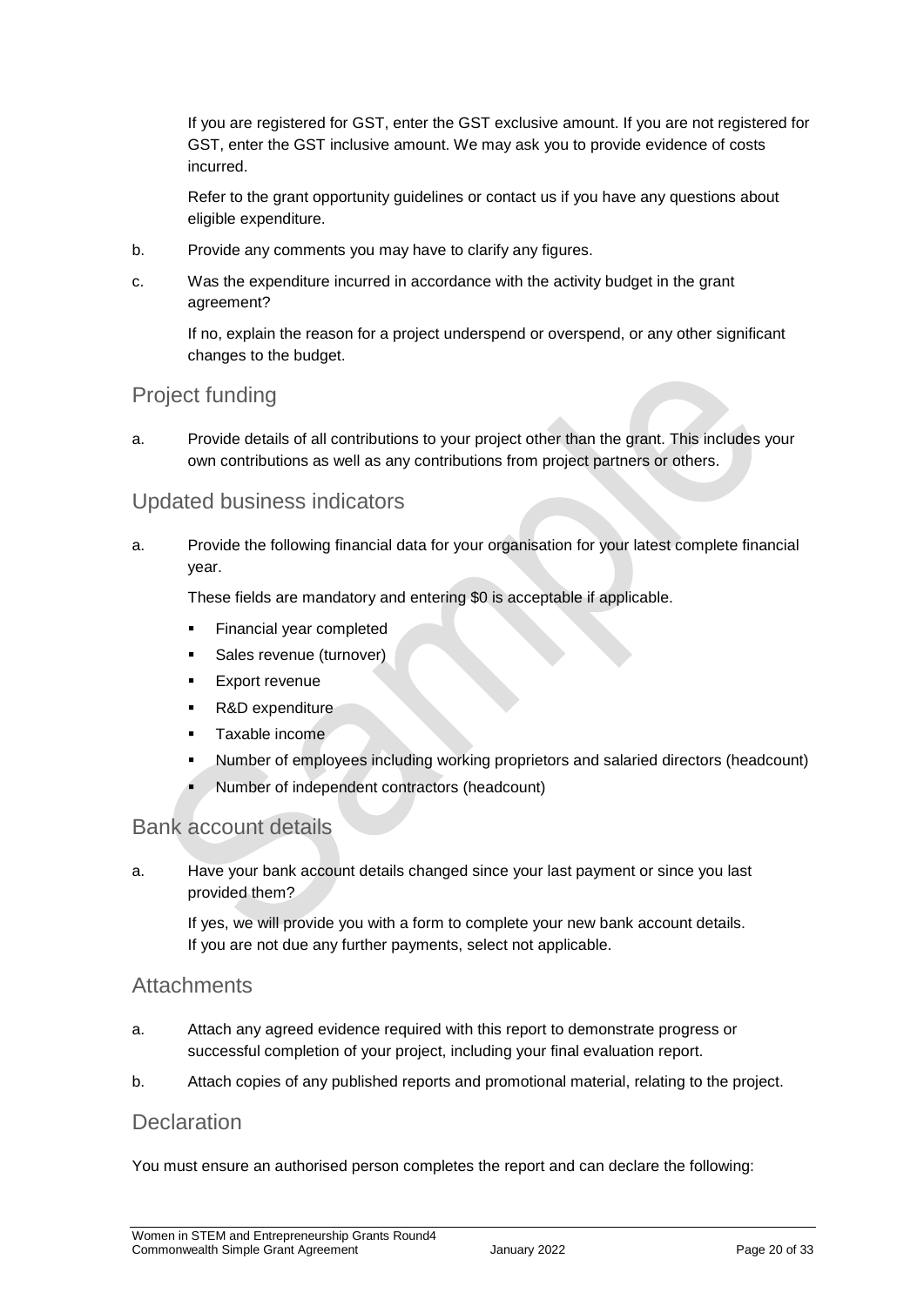If you are registered for GST, enter the GST exclusive amount. If you are not registered for GST, enter the GST inclusive amount. We may ask you to provide evidence of costs incurred.

Refer to the grant opportunity guidelines or contact us if you have any questions about eligible expenditure.

b. Provide any comments you may have to clarify any figures.

c. Was the expenditure incurred in accordance with the activity budget in the grant agreement?

   If no, explain the reason for a project underspend or overspend, or any other significant changes to the budget.

## Project funding

a. Provide details of all contributions to your project other than the grant. This includes your own contributions as well as any contributions from project partners or others.

## Updated business indicators

a. Provide the following financial data for your organisation for your latest complete financial year.

   These fields are mandatory and entering $0 is acceptable if applicable.

   - Financial year completed
   - Sales revenue (turnover)
   - Export revenue
   - R&D expenditure
   - Taxable income
   - Number of employees including working proprietors and salaried directors (headcount)
   - Number of independent contractors (headcount)

## Bank account details

a. Have your bank account details changed since your last payment or since you last provided them?

   If yes, we will provide you with a form to complete your new bank account details. If you are not due any further payments, select not applicable.

## Attachments

a. Attach any agreed evidence required with this report to demonstrate progress or successful completion of your project, including your final evaluation report.

b. Attach copies of any published reports and promotional material, relating to the project.

## Declaration

You must ensure an authorised person completes the report and can declare the following: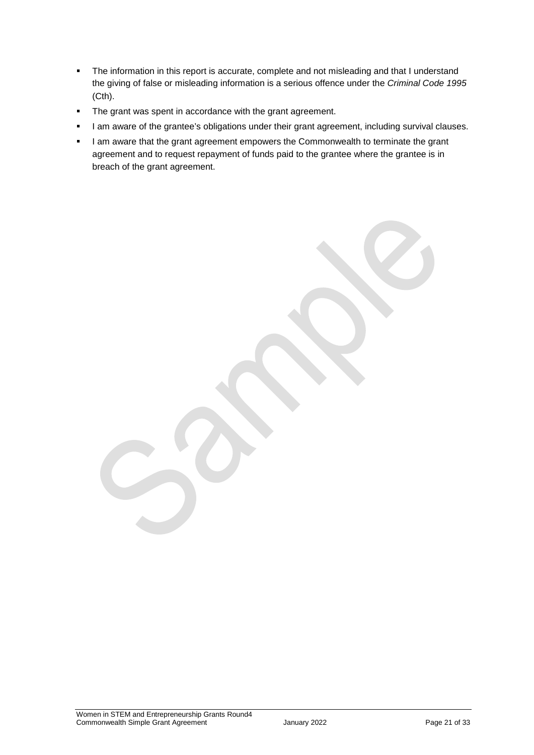- The information in this report is accurate, complete and not misleading and that I understand the giving of false or misleading information is a serious offence under the *Criminal Code 1995* (Cth).
- The grant was spent in accordance with the grant agreement.
- I am aware of the grantee's obligations under their grant agreement, including survival clauses.
- I am aware that the grant agreement empowers the Commonwealth to terminate the grant agreement and to request repayment of funds paid to the grantee where the grantee is in breach of the grant agreement.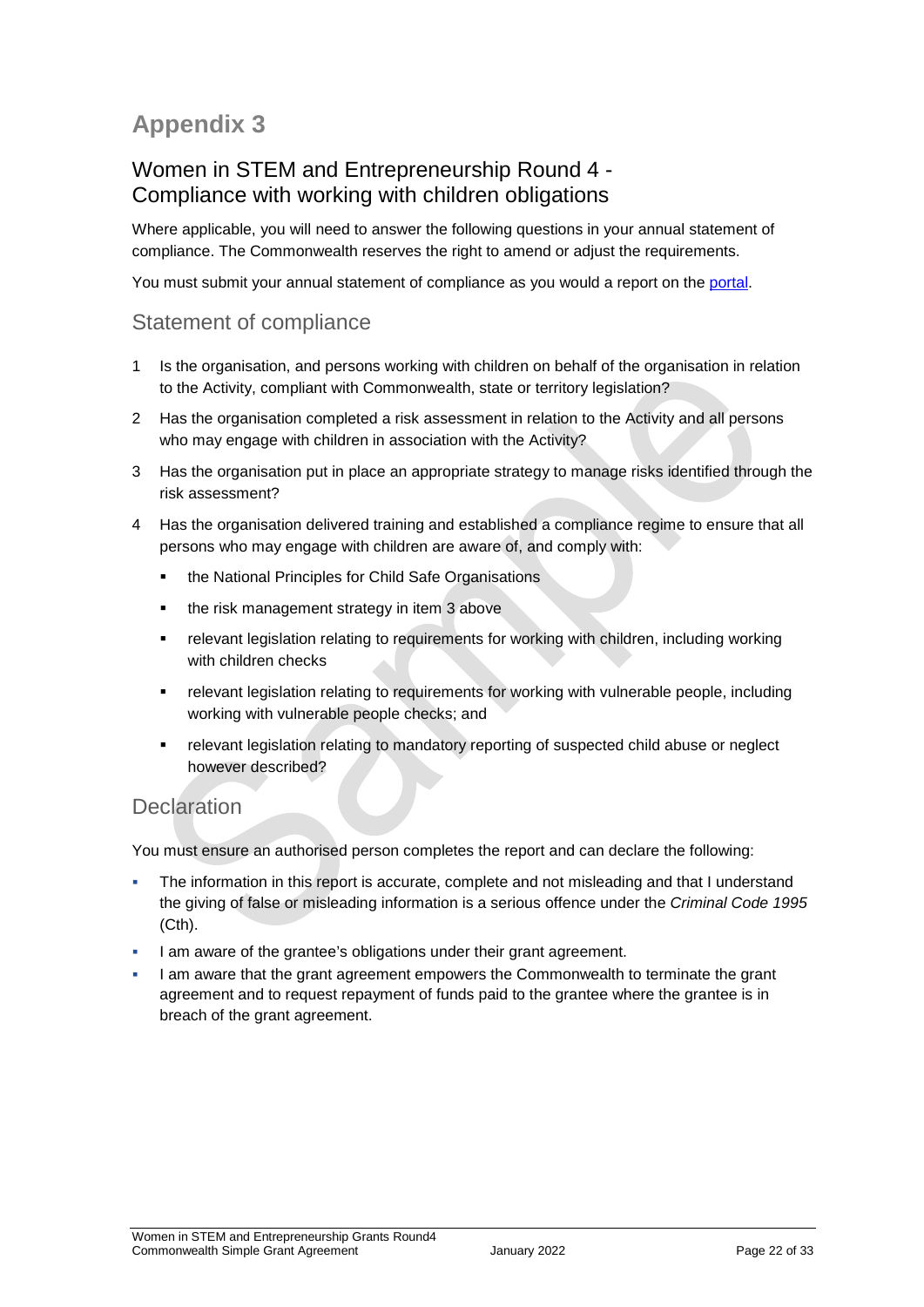# Appendix 3

## Women in STEM and Entrepreneurship Round 4 - Compliance with working with children obligations

Where applicable, you will need to answer the following questions in your annual statement of compliance. The Commonwealth reserves the right to amend or adjust the requirements.

You must submit your annual statement of compliance as you would a report on the portal.

### Statement of compliance

1. Is the organisation, and persons working with children on behalf of the organisation in relation to the Activity, compliant with Commonwealth, state or territory legislation?
2. Has the organisation completed a risk assessment in relation to the Activity and all persons who may engage with children in association with the Activity?
3. Has the organisation put in place an appropriate strategy to manage risks identified through the risk assessment?
4. Has the organisation delivered training and established a compliance regime to ensure that all persons who may engage with children are aware of, and comply with:
   - the National Principles for Child Safe Organisations
   - the risk management strategy in item 3 above
   - relevant legislation relating to requirements for working with children, including working with children checks
   - relevant legislation relating to requirements for working with vulnerable people, including working with vulnerable people checks; and
   - relevant legislation relating to mandatory reporting of suspected child abuse or neglect however described?

### Declaration

You must ensure an authorised person completes the report and can declare the following:

- The information in this report is accurate, complete and not misleading and that I understand the giving of false or misleading information is a serious offence under the *Criminal Code 1995* (Cth).
- I am aware of the grantee's obligations under their grant agreement.
- I am aware that the grant agreement empowers the Commonwealth to terminate the grant agreement and to request repayment of funds paid to the grantee where the grantee is in breach of the grant agreement.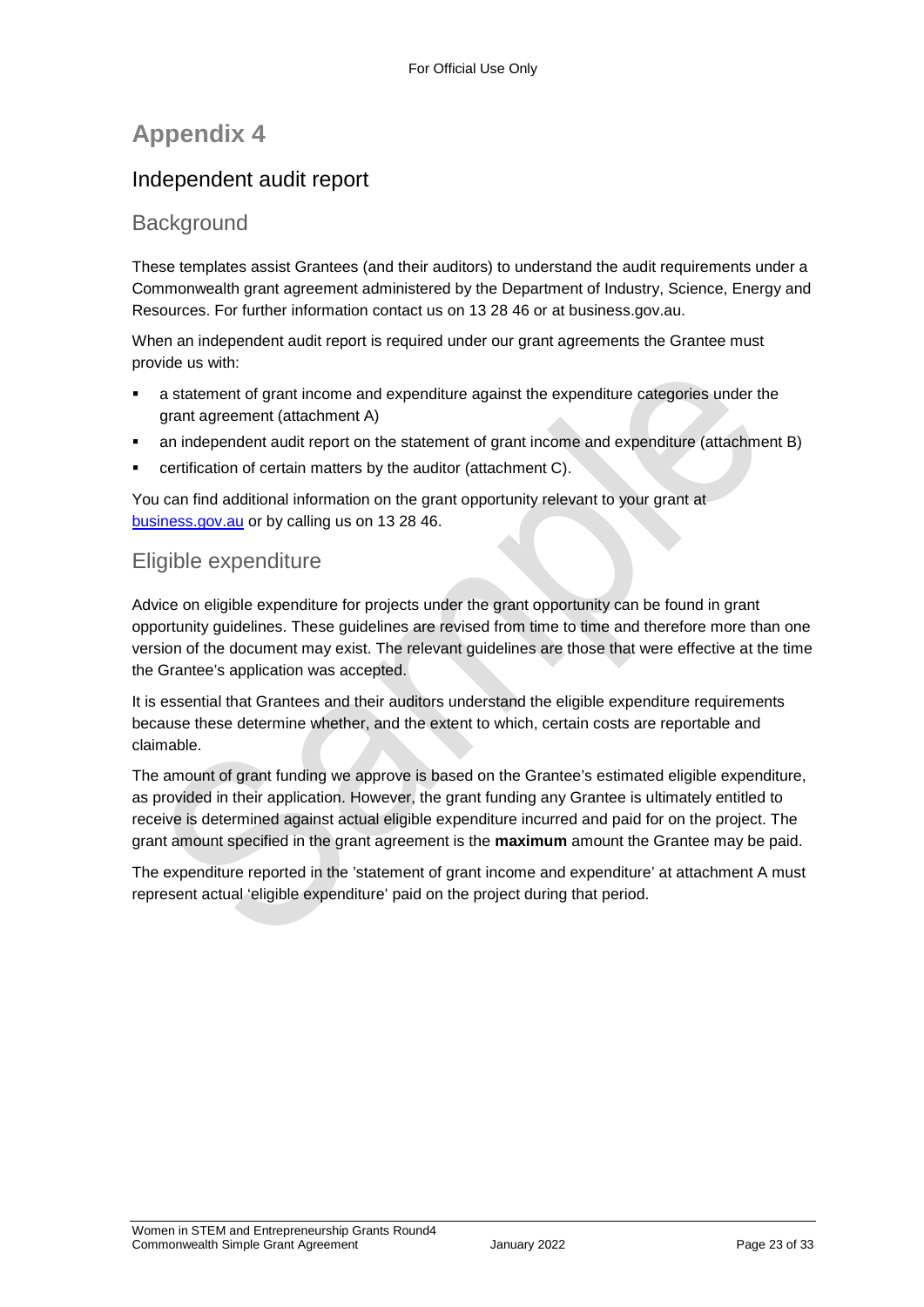# Appendix 4

## Independent audit report

### Background

These templates assist Grantees (and their auditors) to understand the audit requirements under a Commonwealth grant agreement administered by the Department of Industry, Science, Energy and Resources. For further information contact us on 13 28 46 or at business.gov.au.

When an independent audit report is required under our grant agreements the Grantee must provide us with:

- a statement of grant income and expenditure against the expenditure categories under the grant agreement (attachment A)
- an independent audit report on the statement of grant income and expenditure (attachment B)
- certification of certain matters by the auditor (attachment C).

You can find additional information on the grant opportunity relevant to your grant at business.gov.au or by calling us on 13 28 46.

### Eligible expenditure

Advice on eligible expenditure for projects under the grant opportunity can be found in grant opportunity guidelines. These guidelines are revised from time to time and therefore more than one version of the document may exist. The relevant guidelines are those that were effective at the time the Grantee's application was accepted.

It is essential that Grantees and their auditors understand the eligible expenditure requirements because these determine whether, and the extent to which, certain costs are reportable and claimable.

The amount of grant funding we approve is based on the Grantee's estimated eligible expenditure, as provided in their application. However, the grant funding any Grantee is ultimately entitled to receive is determined against actual eligible expenditure incurred and paid for on the project. The grant amount specified in the grant agreement is the **maximum** amount the Grantee may be paid.

The expenditure reported in the 'statement of grant income and expenditure' at attachment A must represent actual 'eligible expenditure' paid on the project during that period.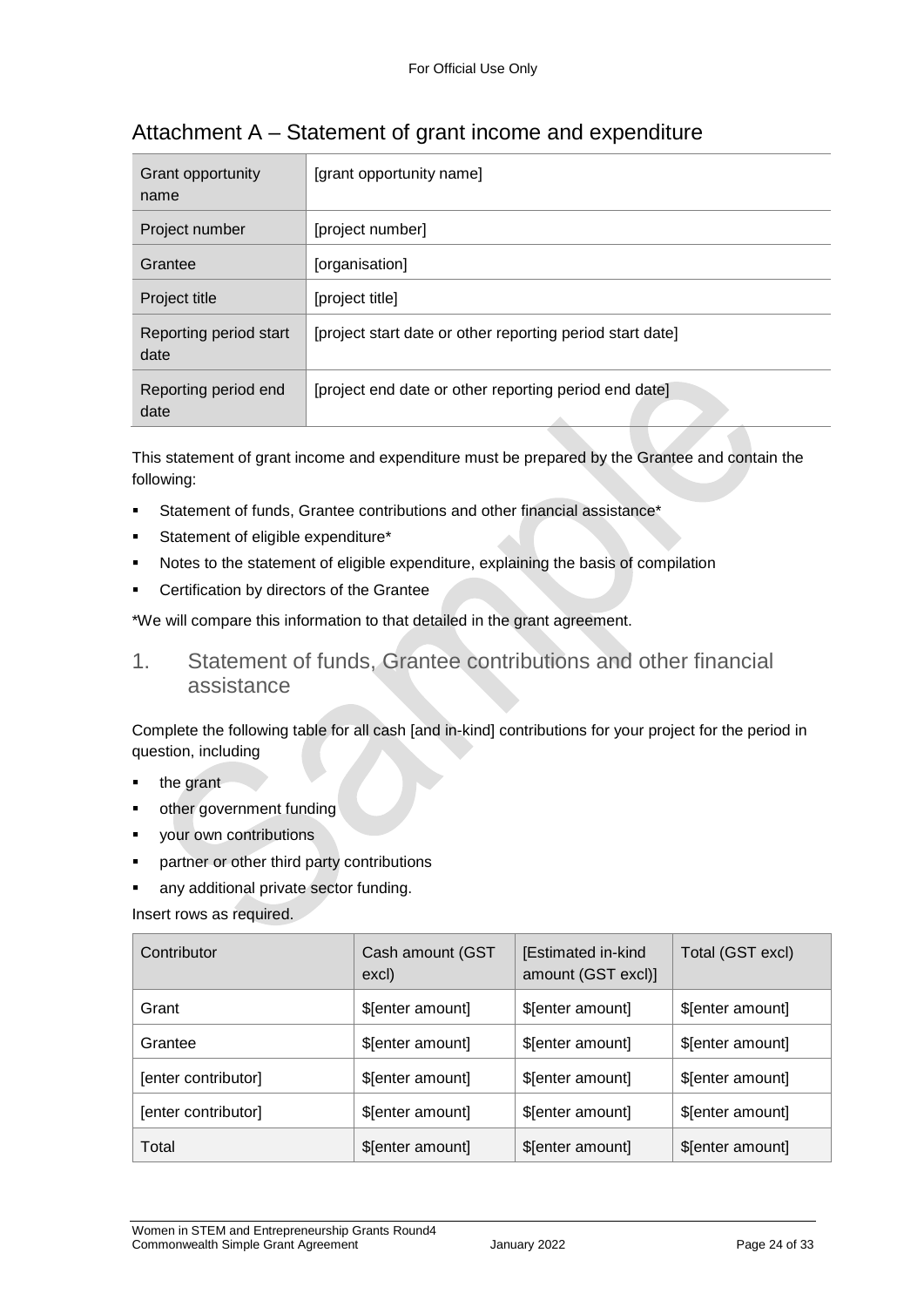## Attachment A – Statement of grant income and expenditure

| Grant opportunity name | [grant opportunity name] |
|---|---|
| Project number | [project number] |
| Grantee | [organisation] |
| Project title | [project title] |
| Reporting period start date | [project start date or other reporting period start date] |
| Reporting period end date | [project end date or other reporting period end date] |

This statement of grant income and expenditure must be prepared by the Grantee and contain the following:

- Statement of funds, Grantee contributions and other financial assistance*
- Statement of eligible expenditure*
- Notes to the statement of eligible expenditure, explaining the basis of compilation
- Certification by directors of the Grantee

*We will compare this information to that detailed in the grant agreement.

### 1. Statement of funds, Grantee contributions and other financial assistance

Complete the following table for all cash [and in-kind] contributions for your project for the period in question, including

- the grant
- other government funding
- your own contributions
- partner or other third party contributions
- any additional private sector funding.

Insert rows as required.

| Contributor | Cash amount (GST excl) | [Estimated in-kind amount (GST excl)] | Total (GST excl) |
|---|---|---|---|
| Grant | $[enter amount] | $[enter amount] | $[enter amount] |
| Grantee | $[enter amount] | $[enter amount] | $[enter amount] |
| [enter contributor] | $[enter amount] | $[enter amount] | $[enter amount] |
| [enter contributor] | $[enter amount] | $[enter amount] | $[enter amount] |
| Total | $[enter amount] | $[enter amount] | $[enter amount] |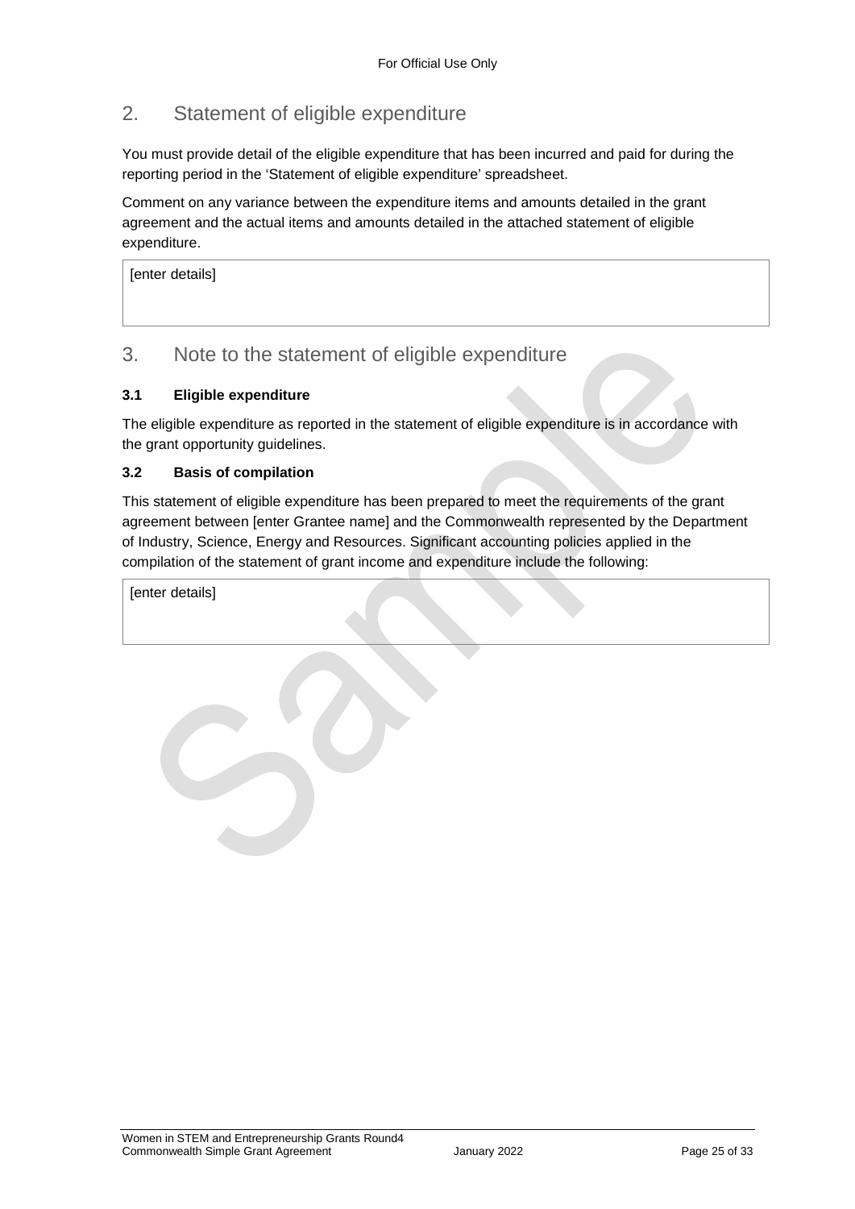## 2. Statement of eligible expenditure

You must provide detail of the eligible expenditure that has been incurred and paid for during the reporting period in the 'Statement of eligible expenditure' spreadsheet.

Comment on any variance between the expenditure items and amounts detailed in the grant agreement and the actual items and amounts detailed in the attached statement of eligible expenditure.

| [enter details] |
|---|

## 3. Note to the statement of eligible expenditure

### 3.1 Eligible expenditure

The eligible expenditure as reported in the statement of eligible expenditure is in accordance with the grant opportunity guidelines.

### 3.2 Basis of compilation

This statement of eligible expenditure has been prepared to meet the requirements of the grant agreement between [enter Grantee name] and the Commonwealth represented by the Department of Industry, Science, Energy and Resources. Significant accounting policies applied in the compilation of the statement of grant income and expenditure include the following:

| [enter details] |
|---|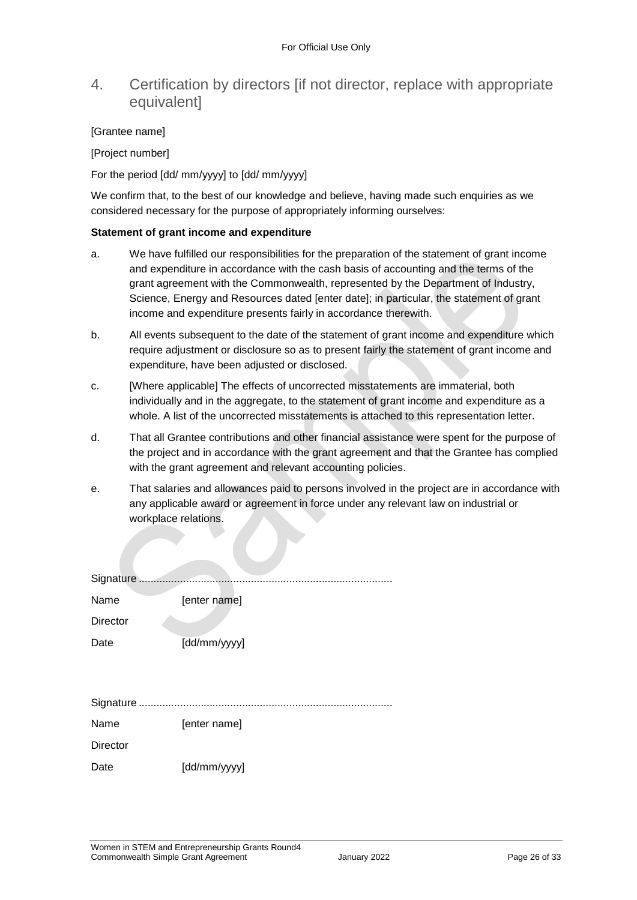## 4. Certification by directors [if not director, replace with appropriate equivalent]

[Grantee name]

[Project number]

For the period [dd/ mm/yyyy] to [dd/ mm/yyyy]

We confirm that, to the best of our knowledge and believe, having made such enquiries as we considered necessary for the purpose of appropriately informing ourselves:

**Statement of grant income and expenditure**

a. We have fulfilled our responsibilities for the preparation of the statement of grant income and expenditure in accordance with the cash basis of accounting and the terms of the grant agreement with the Commonwealth, represented by the Department of Industry, Science, Energy and Resources dated [enter date]; in particular, the statement of grant income and expenditure presents fairly in accordance therewith.

b. All events subsequent to the date of the statement of grant income and expenditure which require adjustment or disclosure so as to present fairly the statement of grant income and expenditure, have been adjusted or disclosed.

c. [Where applicable] The effects of uncorrected misstatements are immaterial, both individually and in the aggregate, to the statement of grant income and expenditure as a whole. A list of the uncorrected misstatements is attached to this representation letter.

d. That all Grantee contributions and other financial assistance were spent for the purpose of the project and in accordance with the grant agreement and that the Grantee has complied with the grant agreement and relevant accounting policies.

e. That salaries and allowances paid to persons involved in the project are in accordance with any applicable award or agreement in force under any relevant law on industrial or workplace relations.

Signature .....................................................................................

Name [enter name]

Director

Date [dd/mm/yyyy]

Signature .....................................................................................

Name [enter name]

Director

Date [dd/mm/yyyy]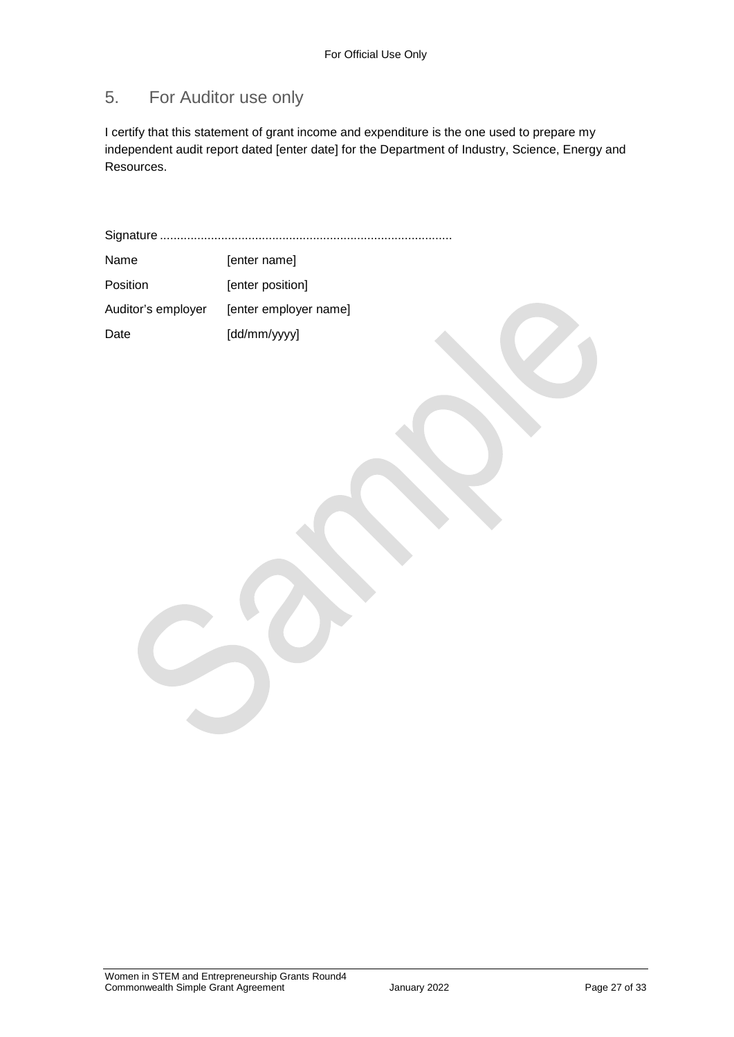## 5. For Auditor use only

I certify that this statement of grant income and expenditure is the one used to prepare my independent audit report dated [enter date] for the Department of Industry, Science, Energy and Resources.

Signature .....................................................................................

| | |
|---|---|
| Name | [enter name] |
| Position | [enter position] |
| Auditor's employer | [enter employer name] |
| Date | [dd/mm/yyyy] |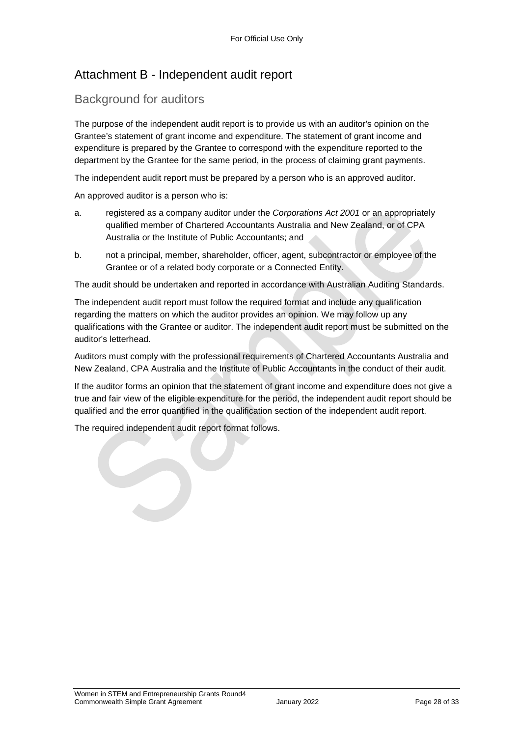## Attachment B - Independent audit report

### Background for auditors

The purpose of the independent audit report is to provide us with an auditor's opinion on the Grantee's statement of grant income and expenditure. The statement of grant income and expenditure is prepared by the Grantee to correspond with the expenditure reported to the department by the Grantee for the same period, in the process of claiming grant payments.

The independent audit report must be prepared by a person who is an approved auditor.

An approved auditor is a person who is:

a. registered as a company auditor under the *Corporations Act 2001* or an appropriately qualified member of Chartered Accountants Australia and New Zealand, or of CPA Australia or the Institute of Public Accountants; and

b. not a principal, member, shareholder, officer, agent, subcontractor or employee of the Grantee or of a related body corporate or a Connected Entity.

The audit should be undertaken and reported in accordance with Australian Auditing Standards.

The independent audit report must follow the required format and include any qualification regarding the matters on which the auditor provides an opinion. We may follow up any qualifications with the Grantee or auditor. The independent audit report must be submitted on the auditor's letterhead.

Auditors must comply with the professional requirements of Chartered Accountants Australia and New Zealand, CPA Australia and the Institute of Public Accountants in the conduct of their audit.

If the auditor forms an opinion that the statement of grant income and expenditure does not give a true and fair view of the eligible expenditure for the period, the independent audit report should be qualified and the error quantified in the qualification section of the independent audit report.

The required independent audit report format follows.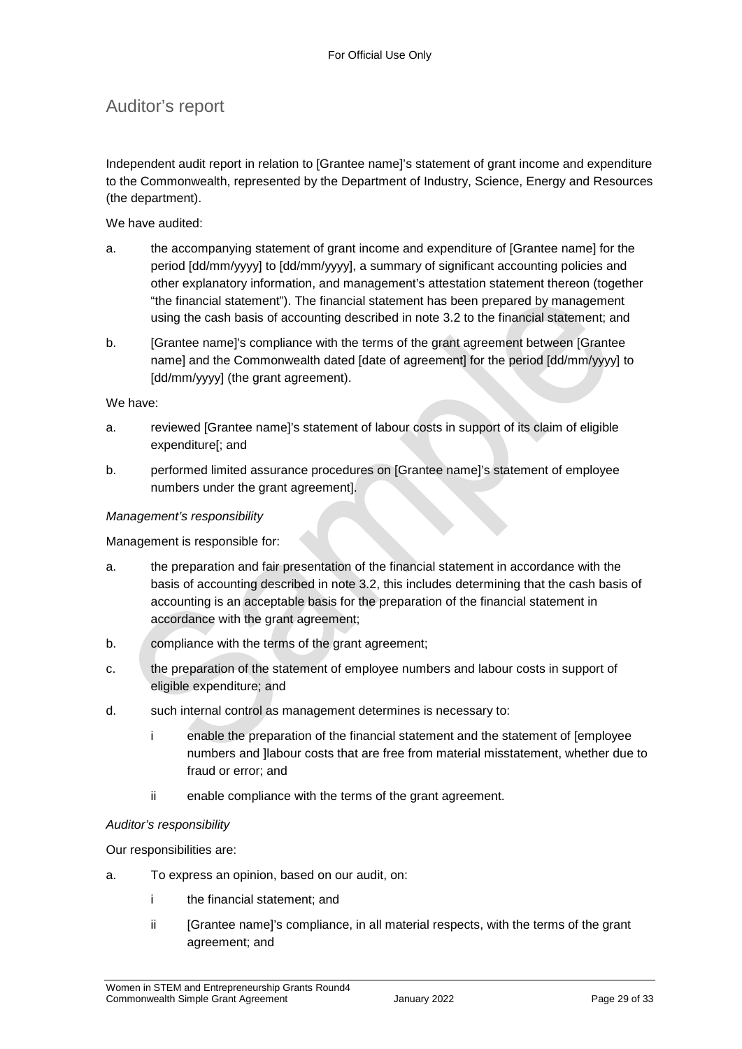## Auditor's report

Independent audit report in relation to [Grantee name]'s statement of grant income and expenditure to the Commonwealth, represented by the Department of Industry, Science, Energy and Resources (the department).

We have audited:

a. the accompanying statement of grant income and expenditure of [Grantee name] for the period [dd/mm/yyyy] to [dd/mm/yyyy], a summary of significant accounting policies and other explanatory information, and management's attestation statement thereon (together "the financial statement"). The financial statement has been prepared by management using the cash basis of accounting described in note 3.2 to the financial statement; and

b. [Grantee name]'s compliance with the terms of the grant agreement between [Grantee name] and the Commonwealth dated [date of agreement] for the period [dd/mm/yyyy] to [dd/mm/yyyy] (the grant agreement).

We have:

a. reviewed [Grantee name]'s statement of labour costs in support of its claim of eligible expenditure[; and

b. performed limited assurance procedures on [Grantee name]'s statement of employee numbers under the grant agreement].

*Management's responsibility*

Management is responsible for:

a. the preparation and fair presentation of the financial statement in accordance with the basis of accounting described in note 3.2, this includes determining that the cash basis of accounting is an acceptable basis for the preparation of the financial statement in accordance with the grant agreement;

b. compliance with the terms of the grant agreement;

c. the preparation of the statement of employee numbers and labour costs in support of eligible expenditure; and

d. such internal control as management determines is necessary to:

    i enable the preparation of the financial statement and the statement of [employee numbers and ]labour costs that are free from material misstatement, whether due to fraud or error; and

    ii enable compliance with the terms of the grant agreement.

*Auditor's responsibility*

Our responsibilities are:

a. To express an opinion, based on our audit, on:

    i the financial statement; and

    ii [Grantee name]'s compliance, in all material respects, with the terms of the grant agreement; and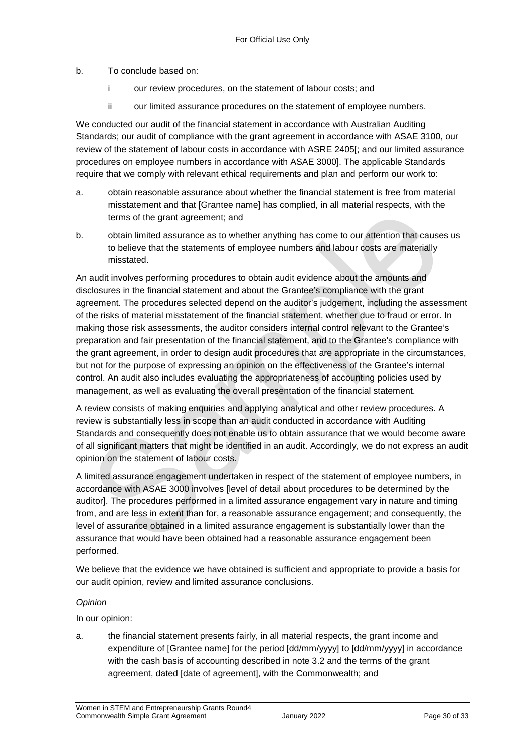b. To conclude based on:

  i our review procedures, on the statement of labour costs; and

  ii our limited assurance procedures on the statement of employee numbers.

We conducted our audit of the financial statement in accordance with Australian Auditing Standards; our audit of compliance with the grant agreement in accordance with ASAE 3100, our review of the statement of labour costs in accordance with ASRE 2405[; and our limited assurance procedures on employee numbers in accordance with ASAE 3000]. The applicable Standards require that we comply with relevant ethical requirements and plan and perform our work to:

a. obtain reasonable assurance about whether the financial statement is free from material misstatement and that [Grantee name] has complied, in all material respects, with the terms of the grant agreement; and

b. obtain limited assurance as to whether anything has come to our attention that causes us to believe that the statements of employee numbers and labour costs are materially misstated.

An audit involves performing procedures to obtain audit evidence about the amounts and disclosures in the financial statement and about the Grantee's compliance with the grant agreement. The procedures selected depend on the auditor's judgement, including the assessment of the risks of material misstatement of the financial statement, whether due to fraud or error. In making those risk assessments, the auditor considers internal control relevant to the Grantee's preparation and fair presentation of the financial statement, and to the Grantee's compliance with the grant agreement, in order to design audit procedures that are appropriate in the circumstances, but not for the purpose of expressing an opinion on the effectiveness of the Grantee's internal control. An audit also includes evaluating the appropriateness of accounting policies used by management, as well as evaluating the overall presentation of the financial statement.

A review consists of making enquiries and applying analytical and other review procedures. A review is substantially less in scope than an audit conducted in accordance with Auditing Standards and consequently does not enable us to obtain assurance that we would become aware of all significant matters that might be identified in an audit. Accordingly, we do not express an audit opinion on the statement of labour costs.

A limited assurance engagement undertaken in respect of the statement of employee numbers, in accordance with ASAE 3000 involves [level of detail about procedures to be determined by the auditor]. The procedures performed in a limited assurance engagement vary in nature and timing from, and are less in extent than for, a reasonable assurance engagement; and consequently, the level of assurance obtained in a limited assurance engagement is substantially lower than the assurance that would have been obtained had a reasonable assurance engagement been performed.

We believe that the evidence we have obtained is sufficient and appropriate to provide a basis for our audit opinion, review and limited assurance conclusions.

*Opinion*

In our opinion:

a. the financial statement presents fairly, in all material respects, the grant income and expenditure of [Grantee name] for the period [dd/mm/yyyy] to [dd/mm/yyyy] in accordance with the cash basis of accounting described in note 3.2 and the terms of the grant agreement, dated [date of agreement], with the Commonwealth; and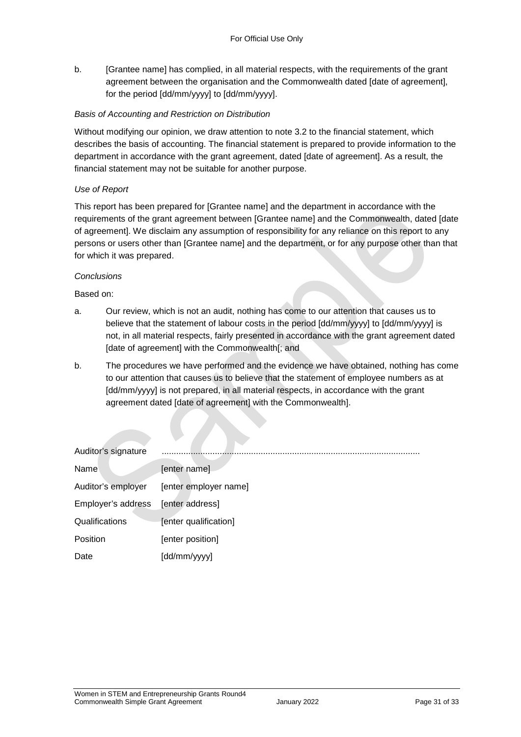b. [Grantee name] has complied, in all material respects, with the requirements of the grant agreement between the organisation and the Commonwealth dated [date of agreement], for the period [dd/mm/yyyy] to [dd/mm/yyyy].

*Basis of Accounting and Restriction on Distribution*

Without modifying our opinion, we draw attention to note 3.2 to the financial statement, which describes the basis of accounting. The financial statement is prepared to provide information to the department in accordance with the grant agreement, dated [date of agreement]. As a result, the financial statement may not be suitable for another purpose.

*Use of Report*

This report has been prepared for [Grantee name] and the department in accordance with the requirements of the grant agreement between [Grantee name] and the Commonwealth, dated [date of agreement]. We disclaim any assumption of responsibility for any reliance on this report to any persons or users other than [Grantee name] and the department, or for any purpose other than that for which it was prepared.

*Conclusions*

Based on:

a. Our review, which is not an audit, nothing has come to our attention that causes us to believe that the statement of labour costs in the period [dd/mm/yyyy] to [dd/mm/yyyy] is not, in all material respects, fairly presented in accordance with the grant agreement dated [date of agreement] with the Commonwealth[; and

b. The procedures we have performed and the evidence we have obtained, nothing has come to our attention that causes us to believe that the statement of employee numbers as at [dd/mm/yyyy] is not prepared, in all material respects, in accordance with the grant agreement dated [date of agreement] with the Commonwealth].

| | |
|---|---|
| Auditor's signature | ........................................................................................................... |
| Name | [enter name] |
| Auditor's employer | [enter employer name] |
| Employer's address | [enter address] |
| Qualifications | [enter qualification] |
| Position | [enter position] |
| Date | [dd/mm/yyyy] |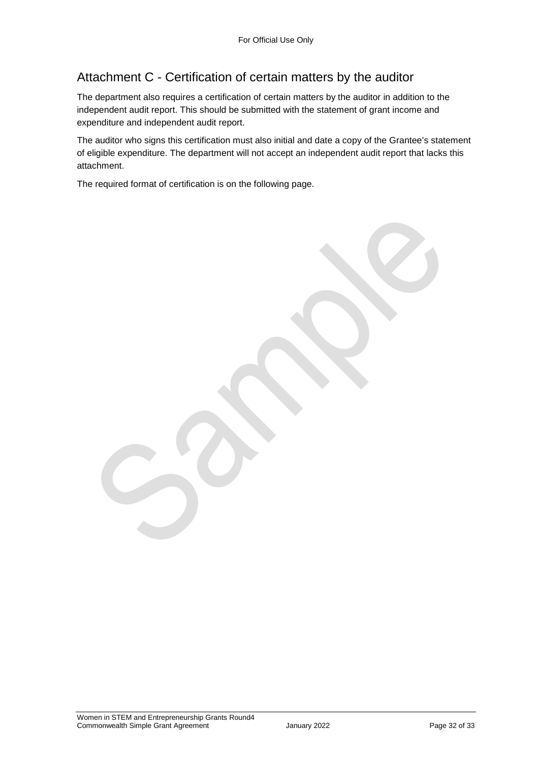## Attachment C - Certification of certain matters by the auditor

The department also requires a certification of certain matters by the auditor in addition to the independent audit report. This should be submitted with the statement of grant income and expenditure and independent audit report.

The auditor who signs this certification must also initial and date a copy of the Grantee's statement of eligible expenditure. The department will not accept an independent audit report that lacks this attachment.

The required format of certification is on the following page.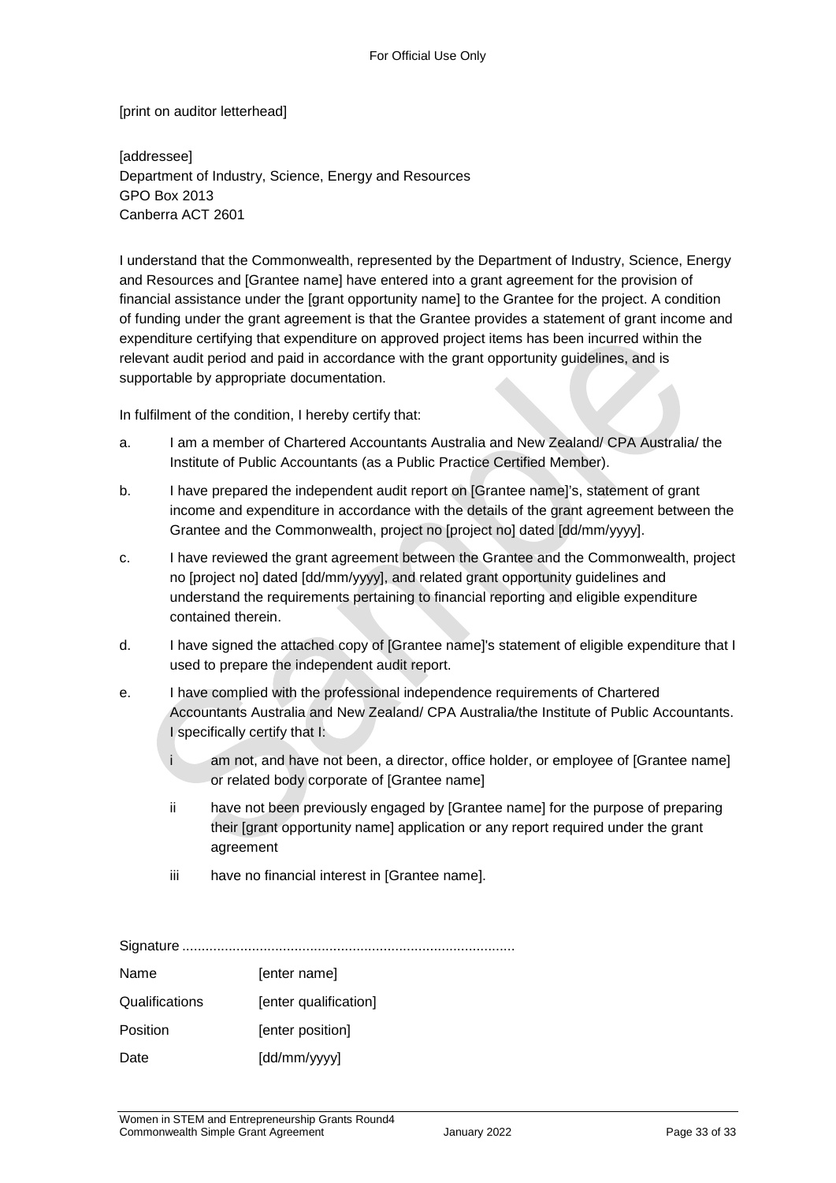[print on auditor letterhead]

[addressee]
Department of Industry, Science, Energy and Resources
GPO Box 2013
Canberra ACT 2601

I understand that the Commonwealth, represented by the Department of Industry, Science, Energy and Resources and [Grantee name] have entered into a grant agreement for the provision of financial assistance under the [grant opportunity name] to the Grantee for the project. A condition of funding under the grant agreement is that the Grantee provides a statement of grant income and expenditure certifying that expenditure on approved project items has been incurred within the relevant audit period and paid in accordance with the grant opportunity guidelines, and is supportable by appropriate documentation.

In fulfilment of the condition, I hereby certify that:

a. I am a member of Chartered Accountants Australia and New Zealand/ CPA Australia/ the Institute of Public Accountants (as a Public Practice Certified Member).

b. I have prepared the independent audit report on [Grantee name]'s, statement of grant income and expenditure in accordance with the details of the grant agreement between the Grantee and the Commonwealth, project no [project no] dated [dd/mm/yyyy].

c. I have reviewed the grant agreement between the Grantee and the Commonwealth, project no [project no] dated [dd/mm/yyyy], and related grant opportunity guidelines and understand the requirements pertaining to financial reporting and eligible expenditure contained therein.

d. I have signed the attached copy of [Grantee name]'s statement of eligible expenditure that I used to prepare the independent audit report.

e. I have complied with the professional independence requirements of Chartered Accountants Australia and New Zealand/ CPA Australia/the Institute of Public Accountants. I specifically certify that I:

   i am not, and have not been, a director, office holder, or employee of [Grantee name] or related body corporate of [Grantee name]

   ii have not been previously engaged by [Grantee name] for the purpose of preparing their [grant opportunity name] application or any report required under the grant agreement

   iii have no financial interest in [Grantee name].

Signature ......................................................................................

| | |
|---|---|
| Name | [enter name] |
| Qualifications | [enter qualification] |
| Position | [enter position] |
| Date | [dd/mm/yyyy] |